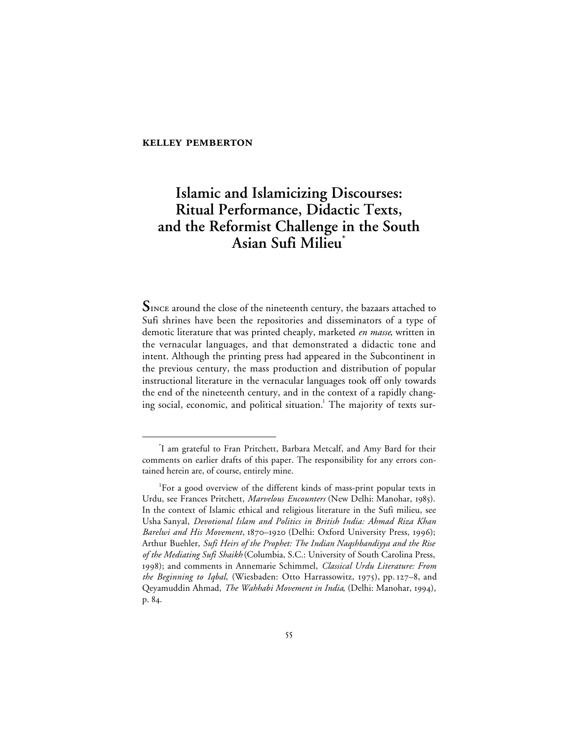**KELLEY PEMBERTON**

# Islamic and Islamicizing Discourses: Ritual Performance, Didactic Texts, and the Reformist Challenge in the South Asian Sufi Milieu[*]

SINCE around the close of the nineteenth century, the bazaars attached to Sufi shrines have been the repositories and disseminators of a type of demotic literature that was printed cheaply, marketed *en masse*, written in the vernacular languages, and that demonstrated a didactic tone and intent. Although the printing press had appeared in the Subcontinent in the previous century, the mass production and distribution of popular instructional literature in the vernacular languages took off only towards the end of the nineteenth century, and in the context of a rapidly changing social, economic, and political situation.[1] The majority of texts sur-

---

[*]I am grateful to Fran Pritchett, Barbara Metcalf, and Amy Bard for their comments on earlier drafts of this paper. The responsibility for any errors contained herein are, of course, entirely mine.

[1]For a good overview of the different kinds of mass-print popular texts in Urdu, see Frances Pritchett, *Marvelous Encounters* (New Delhi: Manohar, 1985). In the context of Islamic ethical and religious literature in the Sufi milieu, see Usha Sanyal, *Devotional Islam and Politics in British India: Ahmad Riza Khan Barelwi and His Movement*, 1870–1920 (Delhi: Oxford University Press, 1996); Arthur Buehler, *Sufi Heirs of the Prophet: The Indian Naqshbandiyya and the Rise of the Mediating Sufi Shaikh* (Columbia, S.C.: University of South Carolina Press, 1998); and comments in Annemarie Schimmel, *Classical Urdu Literature: From the Beginning to Iqbal*, (Wiesbaden: Otto Harrassowitz, 1975), pp. 127–8, and Qeyamuddin Ahmad, *The Wahhabi Movement in India*, (Delhi: Manohar, 1994), p. 84.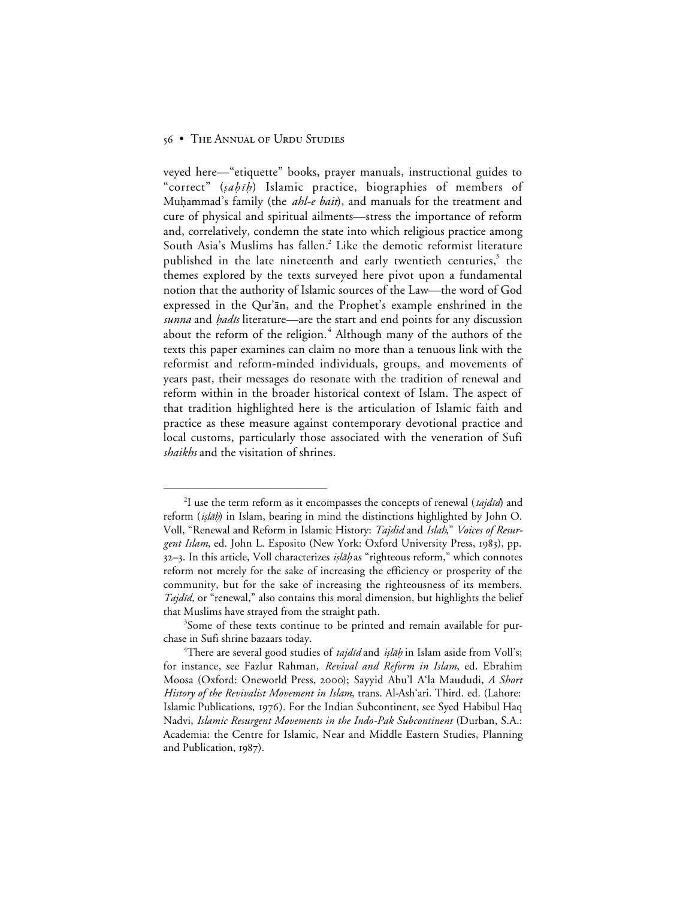veyed here—"etiquette" books, prayer manuals, instructional guides to "correct" (*ṣaḥīḥ*) Islamic practice, biographies of members of Muḥammad's family (the *ahl-e bait*), and manuals for the treatment and cure of physical and spiritual ailments—stress the importance of reform and, correlatively, condemn the state into which religious practice among South Asia's Muslims has fallen.[2] Like the demotic reformist literature published in the late nineteenth and early twentieth centuries,[3] the themes explored by the texts surveyed here pivot upon a fundamental notion that the authority of Islamic sources of the Law—the word of God expressed in the Qur'ān, and the Prophet's example enshrined in the *sunna* and *ḥadīs* literature—are the start and end points for any discussion about the reform of the religion.[4] Although many of the authors of the texts this paper examines can claim no more than a tenuous link with the reformist and reform-minded individuals, groups, and movements of years past, their messages do resonate with the tradition of renewal and reform within in the broader historical context of Islam. The aspect of that tradition highlighted here is the articulation of Islamic faith and practice as these measure against contemporary devotional practice and local customs, particularly those associated with the veneration of Sufi *shaikhs* and the visitation of shrines.

---

[2] I use the term reform as it encompasses the concepts of renewal (*tajdīd*) and reform (*iṣlāḥ*) in Islam, bearing in mind the distinctions highlighted by John O. Voll, "Renewal and Reform in Islamic History: *Tajdid* and *Islah*," *Voices of Resurgent Islam*, ed. John L. Esposito (New York: Oxford University Press, 1983), pp. 32–3. In this article, Voll characterizes *iṣlāḥ* as "righteous reform," which connotes reform not merely for the sake of increasing the efficiency or prosperity of the community, but for the sake of increasing the righteousness of its members. *Tajdīd*, or "renewal," also contains this moral dimension, but highlights the belief that Muslims have strayed from the straight path.

[3] Some of these texts continue to be printed and remain available for purchase in Sufi shrine bazaars today.

[4] There are several good studies of *tajdīd* and *iṣlāḥ* in Islam aside from Voll's; for instance, see Fazlur Rahman, *Revival and Reform in Islam*, ed. Ebrahim Moosa (Oxford: Oneworld Press, 2000); Sayyid Abu'l A'la Maududi, *A Short History of the Revivalist Movement in Islam*, trans. Al-Ash'ari. Third. ed. (Lahore: Islamic Publications, 1976). For the Indian Subcontinent, see Syed Habibul Haq Nadvi, *Islamic Resurgent Movements in the Indo-Pak Subcontinent* (Durban, S.A.: Academia: the Centre for Islamic, Near and Middle Eastern Studies, Planning and Publication, 1987).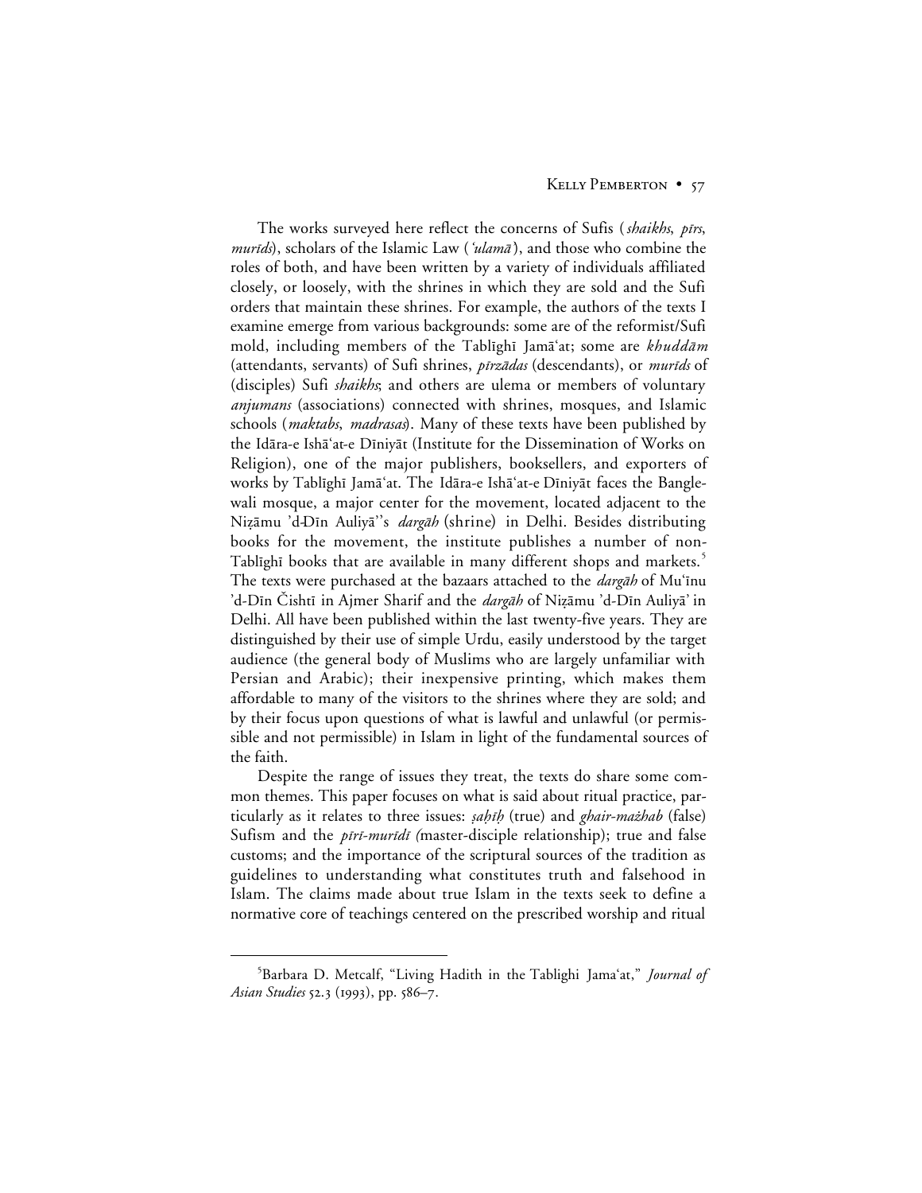The works surveyed here reflect the concerns of Sufis (*shaikhs*, *pīrs*, *murīds*), scholars of the Islamic Law (*'ulamā*), and those who combine the roles of both, and have been written by a variety of individuals affiliated closely, or loosely, with the shrines in which they are sold and the Sufi orders that maintain these shrines. For example, the authors of the texts I examine emerge from various backgrounds: some are of the reformist/Sufi mold, including members of the Tablīghī Jamā'at; some are *khuddām* (attendants, servants) of Sufi shrines, *pīrzādas* (descendants), or *murīds* of (disciples) Sufi *shaikhs*; and others are ulema or members of voluntary *anjumans* (associations) connected with shrines, mosques, and Islamic schools (*maktabs*, *madrasas*). Many of these texts have been published by the Idāra-e Ishā'at-e Dīniyāt (Institute for the Dissemination of Works on Religion), one of the major publishers, booksellers, and exporters of works by Tablīghī Jamā'at. The Idāra-e Ishā'at-e Dīniyāt faces the Banglewali mosque, a major center for the movement, located adjacent to the Niẓāmu 'd-Dīn Auliyā''s *dargāh* (shrine) in Delhi. Besides distributing books for the movement, the institute publishes a number of non-Tablīghī books that are available in many different shops and markets.[5] The texts were purchased at the bazaars attached to the *dargāh* of Mu'īnu 'd-Dīn Čishtī in Ajmer Sharif and the *dargāh* of Niẓāmu 'd-Dīn Auliyā' in Delhi. All have been published within the last twenty-five years. They are distinguished by their use of simple Urdu, easily understood by the target audience (the general body of Muslims who are largely unfamiliar with Persian and Arabic); their inexpensive printing, which makes them affordable to many of the visitors to the shrines where they are sold; and by their focus upon questions of what is lawful and unlawful (or permissible and not permissible) in Islam in light of the fundamental sources of the faith.

Despite the range of issues they treat, the texts do share some common themes. This paper focuses on what is said about ritual practice, particularly as it relates to three issues: *ṣaḥīḥ* (true) and *ghair-mażhab* (false) Sufism and the *pīrī-murīdī* (master-disciple relationship); true and false customs; and the importance of the scriptural sources of the tradition as guidelines to understanding what constitutes truth and falsehood in Islam. The claims made about true Islam in the texts seek to define a normative core of teachings centered on the prescribed worship and ritual

[5] Barbara D. Metcalf, "Living Hadith in the Tablighi Jama'at," *Journal of Asian Studies* 52.3 (1993), pp. 586–7.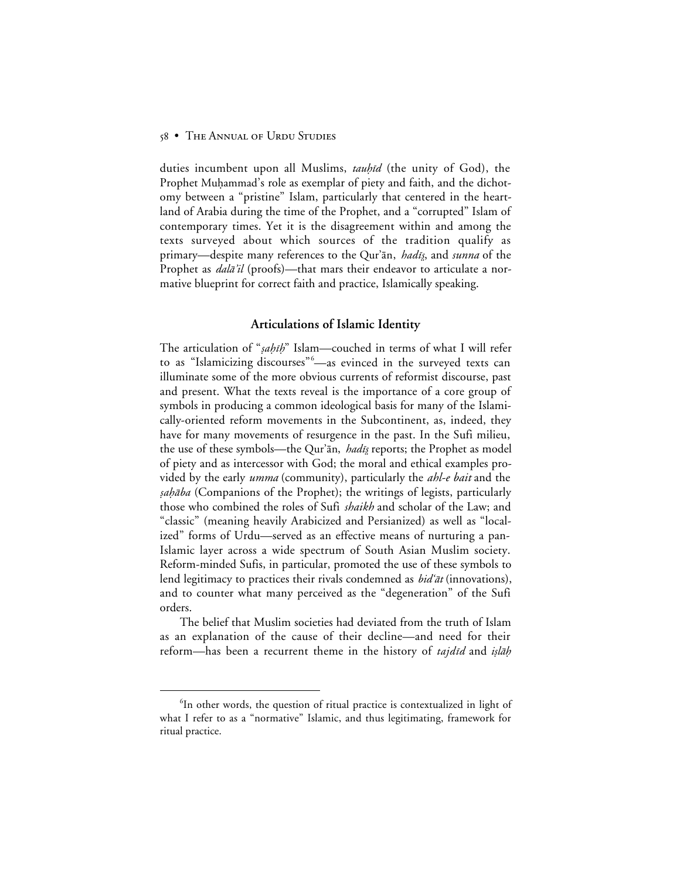duties incumbent upon all Muslims, *tauḥīd* (the unity of God), the Prophet Muḥammad's role as exemplar of piety and faith, and the dichotomy between a "pristine" Islam, particularly that centered in the heartland of Arabia during the time of the Prophet, and a "corrupted" Islam of contemporary times. Yet it is the disagreement within and among the texts surveyed about which sources of the tradition qualify as primary—despite many references to the Qur'ān, *hadīṣ*, and *sunna* of the Prophet as *dalā'il* (proofs)—that mars their endeavor to articulate a normative blueprint for correct faith and practice, Islamically speaking.

## Articulations of Islamic Identity

The articulation of "*ṣaḥīḥ*" Islam—couched in terms of what I will refer to as "Islamicizing discourses"[6]—as evinced in the surveyed texts can illuminate some of the more obvious currents of reformist discourse, past and present. What the texts reveal is the importance of a core group of symbols in producing a common ideological basis for many of the Islamically-oriented reform movements in the Subcontinent, as, indeed, they have for many movements of resurgence in the past. In the Sufi milieu, the use of these symbols—the Qur'ān, *hadīṣ* reports; the Prophet as model of piety and as intercessor with God; the moral and ethical examples provided by the early *umma* (community), particularly the *ahl-e bait* and the *ṣaḥāba* (Companions of the Prophet); the writings of legists, particularly those who combined the roles of Sufi *shaikh* and scholar of the Law; and "classic" (meaning heavily Arabicized and Persianized) as well as "localized" forms of Urdu—served as an effective means of nurturing a pan-Islamic layer across a wide spectrum of South Asian Muslim society. Reform-minded Sufis, in particular, promoted the use of these symbols to lend legitimacy to practices their rivals condemned as *bid'āt* (innovations), and to counter what many perceived as the "degeneration" of the Sufi orders.

The belief that Muslim societies had deviated from the truth of Islam as an explanation of the cause of their decline—and need for their reform—has been a recurrent theme in the history of *tajdīd* and *iṣlāḥ*

[6]In other words, the question of ritual practice is contextualized in light of what I refer to as a "normative" Islamic, and thus legitimating, framework for ritual practice.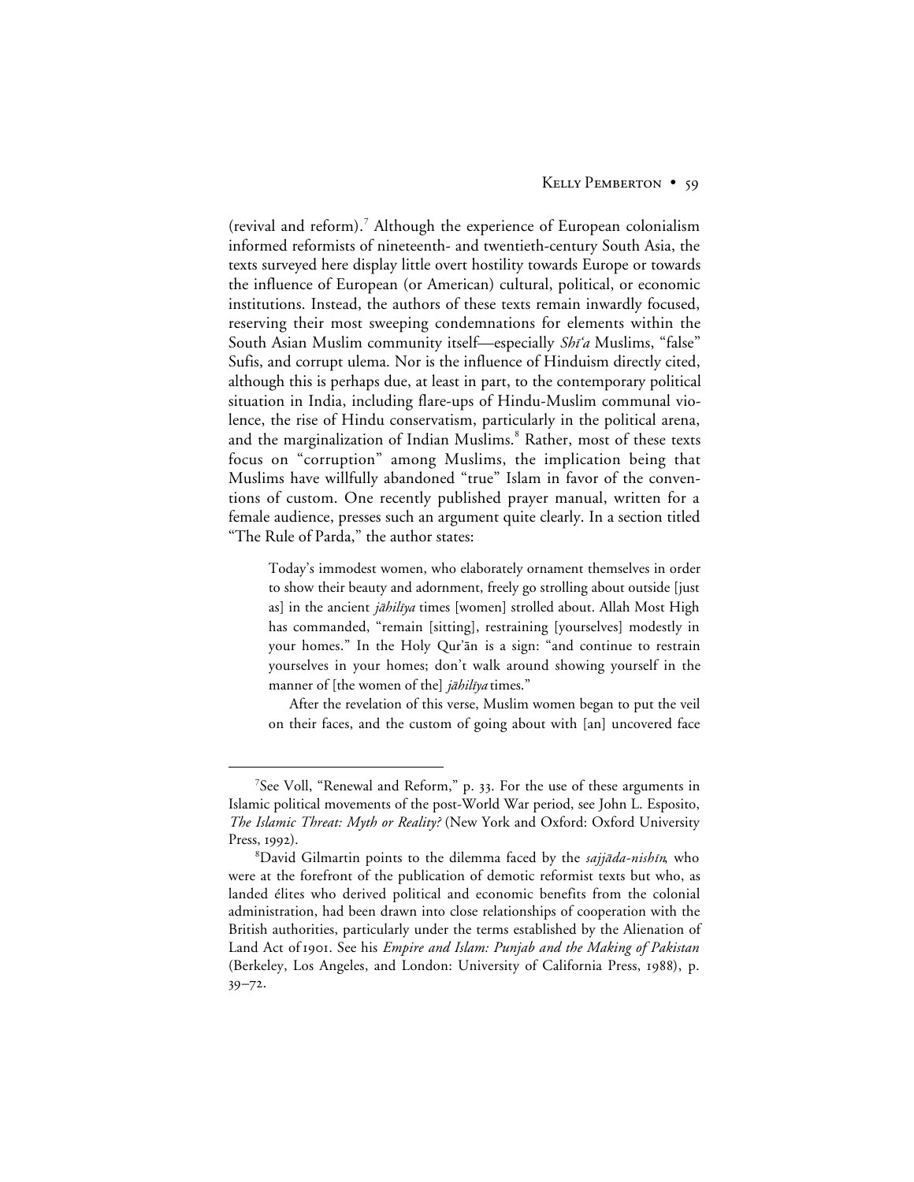(revival and reform).[7] Although the experience of European colonialism informed reformists of nineteenth- and twentieth-century South Asia, the texts surveyed here display little overt hostility towards Europe or towards the influence of European (or American) cultural, political, or economic institutions. Instead, the authors of these texts remain inwardly focused, reserving their most sweeping condemnations for elements within the South Asian Muslim community itself—especially *Shī'a* Muslims, "false" Sufis, and corrupt ulema. Nor is the influence of Hinduism directly cited, although this is perhaps due, at least in part, to the contemporary political situation in India, including flare-ups of Hindu-Muslim communal violence, the rise of Hindu conservatism, particularly in the political arena, and the marginalization of Indian Muslims.[8] Rather, most of these texts focus on "corruption" among Muslims, the implication being that Muslims have willfully abandoned "true" Islam in favor of the conventions of custom. One recently published prayer manual, written for a female audience, presses such an argument quite clearly. In a section titled "The Rule of Parda," the author states:

> Today's immodest women, who elaborately ornament themselves in order to show their beauty and adornment, freely go strolling about outside [just as] in the ancient *jāhilīya* times [women] strolled about. Allah Most High has commanded, "remain [sitting], restraining [yourselves] modestly in your homes." In the Holy Qur'ān is a sign: "and continue to restrain yourselves in your homes; don't walk around showing yourself in the manner of [the women of the] *jāhilīya* times."
>
> After the revelation of this verse, Muslim women began to put the veil on their faces, and the custom of going about with [an] uncovered face

---

[7] See Voll, "Renewal and Reform," p. 33. For the use of these arguments in Islamic political movements of the post-World War period, see John L. Esposito, *The Islamic Threat: Myth or Reality?* (New York and Oxford: Oxford University Press, 1992).

[8] David Gilmartin points to the dilemma faced by the *sajjāda-nishīn*, who were at the forefront of the publication of demotic reformist texts but who, as landed élites who derived political and economic benefits from the colonial administration, had been drawn into close relationships of cooperation with the British authorities, particularly under the terms established by the Alienation of Land Act of 1901. See his *Empire and Islam: Punjab and the Making of Pakistan* (Berkeley, Los Angeles, and London: University of California Press, 1988), p. 39–72.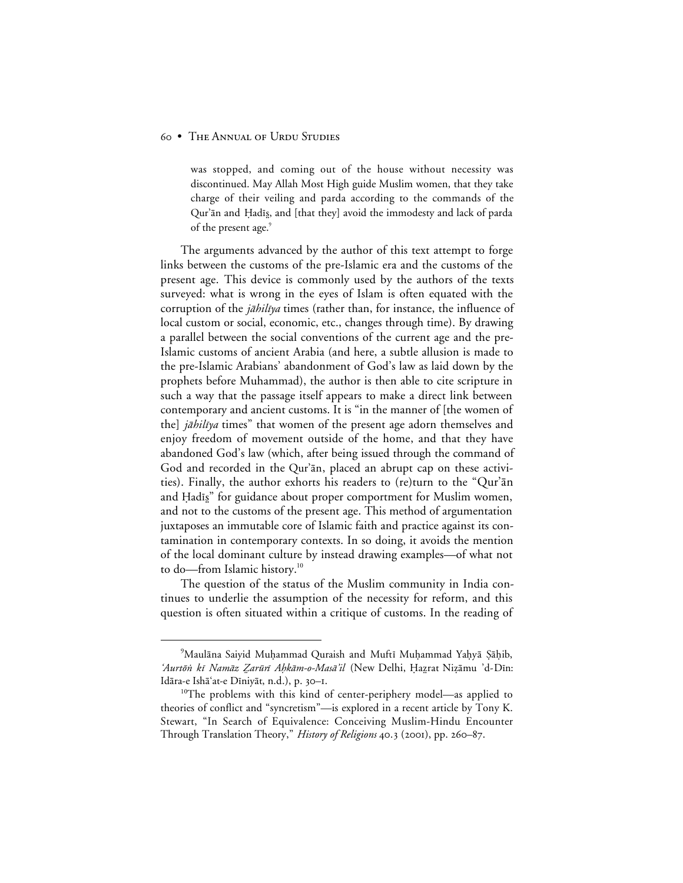> was stopped, and coming out of the house without necessity was discontinued. May Allah Most High guide Muslim women, that they take charge of their veiling and parda according to the commands of the Qur'ān and Ḥadīs̱, and [that they] avoid the immodesty and lack of parda of the present age.[9]

The arguments advanced by the author of this text attempt to forge links between the customs of the pre-Islamic era and the customs of the present age. This device is commonly used by the authors of the texts surveyed: what is wrong in the eyes of Islam is often equated with the corruption of the *jāhilīya* times (rather than, for instance, the influence of local custom or social, economic, etc., changes through time). By drawing a parallel between the social conventions of the current age and the pre-Islamic customs of ancient Arabia (and here, a subtle allusion is made to the pre-Islamic Arabians' abandonment of God's law as laid down by the prophets before Muhammad), the author is then able to cite scripture in such a way that the passage itself appears to make a direct link between contemporary and ancient customs. It is "in the manner of [the women of the] *jāhilīya* times" that women of the present age adorn themselves and enjoy freedom of movement outside of the home, and that they have abandoned God's law (which, after being issued through the command of God and recorded in the Qur'ān, placed an abrupt cap on these activities). Finally, the author exhorts his readers to (re)turn to the "Qur'ān and Ḥadīs̱" for guidance about proper comportment for Muslim women, and not to the customs of the present age. This method of argumentation juxtaposes an immutable core of Islamic faith and practice against its contamination in contemporary contexts. In so doing, it avoids the mention of the local dominant culture by instead drawing examples—of what not to do—from Islamic history.[10]

The question of the status of the Muslim community in India continues to underlie the assumption of the necessity for reform, and this question is often situated within a critique of customs. In the reading of

---

[9] Maulāna Saiyid Muḥammad Quraish and Muftī Muḥammad Yaḥyā Ṣāḥib, *'Aurtōṅ kī Namāz Ẓarūrī Aḥkām-o-Masā'il* (New Delhi, Ḥaẓrat Niẓāmu 'd-Dīn: Idāra-e Ishā'at-e Dīniyāt, n.d.), p. 30–1.

[10] The problems with this kind of center-periphery model—as applied to theories of conflict and "syncretism"—is explored in a recent article by Tony K. Stewart, "In Search of Equivalence: Conceiving Muslim-Hindu Encounter Through Translation Theory," *History of Religions* 40.3 (2001), pp. 260–87.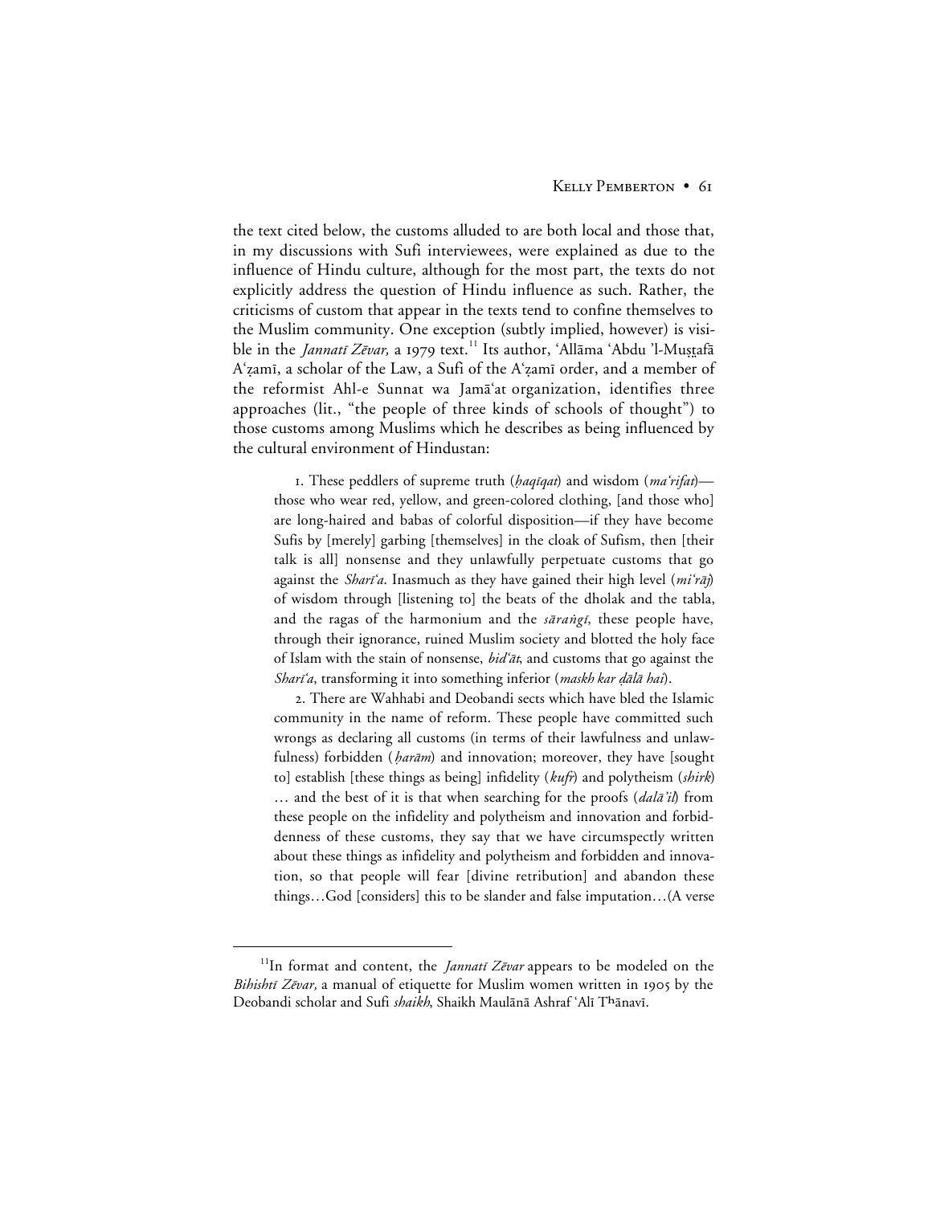the text cited below, the customs alluded to are both local and those that, in my discussions with Sufi interviewees, were explained as due to the influence of Hindu culture, although for the most part, the texts do not explicitly address the question of Hindu influence as such. Rather, the criticisms of custom that appear in the texts tend to confine themselves to the Muslim community. One exception (subtly implied, however) is visible in the *Jannatī Zēvar,* a 1979 text.[11] Its author, ʿAllāma ʿAbdu ʾl-Muṣṭafā Aʿẓamī, a scholar of the Law, a Sufi of the Aʿẓamī order, and a member of the reformist Ahl-e Sunnat wa Jamāʿat organization, identifies three approaches (lit., "the people of three kinds of schools of thought") to those customs among Muslims which he describes as being influenced by the cultural environment of Hindustan:

> 1. These peddlers of supreme truth (*ḥaqīqat*) and wisdom (*maʿrifat*)—those who wear red, yellow, and green-colored clothing, [and those who] are long-haired and babas of colorful disposition—if they have become Sufis by [merely] garbing [themselves] in the cloak of Sufism, then [their talk is all] nonsense and they unlawfully perpetuate customs that go against the *Sharīʿa.* Inasmuch as they have gained their high level (*miʿrāj*) of wisdom through [listening to] the beats of the dholak and the tabla, and the ragas of the harmonium and the *sāraṅgī*, these people have, through their ignorance, ruined Muslim society and blotted the holy face of Islam with the stain of nonsense, *bidʿāt*, and customs that go against the *Sharīʿa*, transforming it into something inferior (*maskh kar ḍālā hai*).
>
> 2. There are Wahhabi and Deobandi sects which have bled the Islamic community in the name of reform. These people have committed such wrongs as declaring all customs (in terms of their lawfulness and unlawfulness) forbidden (*ḥarām*) and innovation; moreover, they have [sought to] establish [these things as being] infidelity (*kufr*) and polytheism (*shirk*) … and the best of it is that when searching for the proofs (*dalāʾil*) from these people on the infidelity and polytheism and innovation and forbiddenness of these customs, they say that we have circumspectly written about these things as infidelity and polytheism and forbidden and innovation, so that people will fear [divine retribution] and abandon these things…God [considers] this to be slander and false imputation…(A verse

[11] In format and content, the *Jannatī Zēvar* appears to be modeled on the *Bihishtī Zēvar,* a manual of etiquette for Muslim women written in 1905 by the Deobandi scholar and Sufi *shaikh*, Shaikh Maulānā Ashraf ʿAlī Tʰānavī.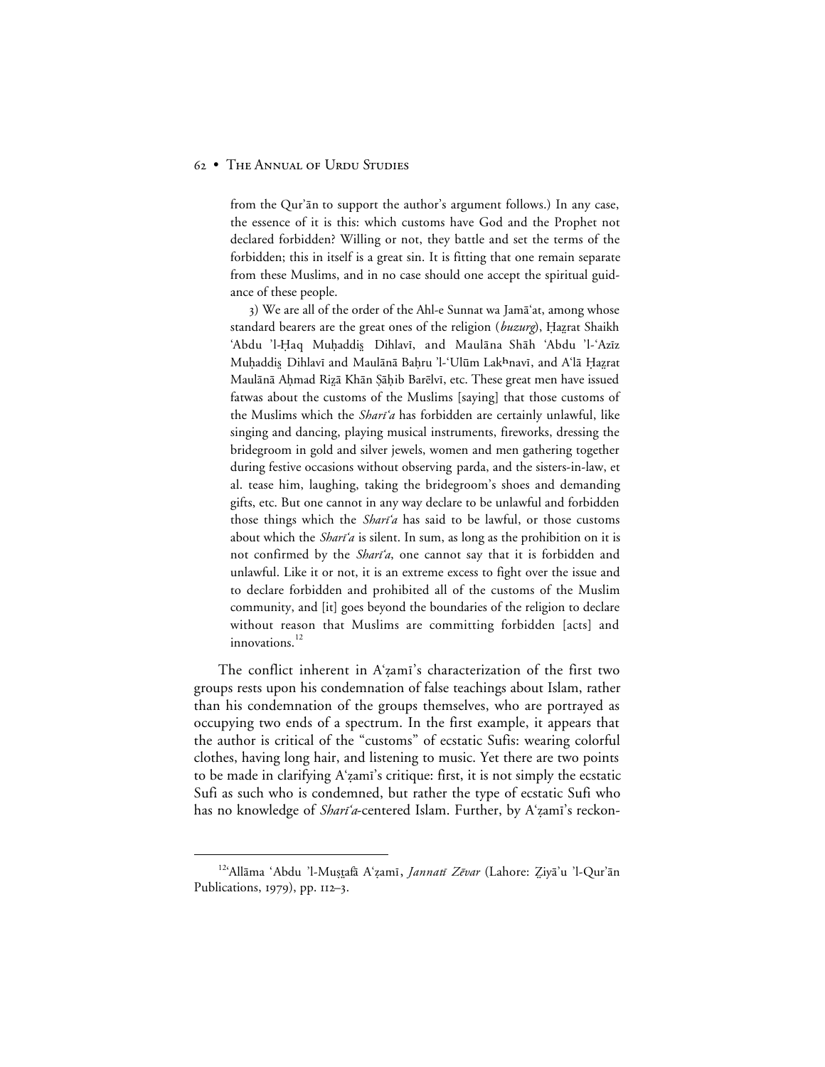from the Qur'ān to support the author's argument follows.) In any case, the essence of it is this: which customs have God and the Prophet not declared forbidden? Willing or not, they battle and set the terms of the forbidden; this in itself is a great sin. It is fitting that one remain separate from these Muslims, and in no case should one accept the spiritual guidance of these people.

> 3) We are all of the order of the Ahl-e Sunnat wa Jamā'at, among whose standard bearers are the great ones of the religion (*buzurg*), Ḥaẓrat Shaikh 'Abdu 'l-Ḥaq Muḥaddis̤ Dihlavī, and Maulāna Shāh 'Abdu 'l-'Azīz Muḥaddis̤ Dihlavī and Maulānā Baḥru 'l-'Ulūm Lakhnavī, and A'lā Ḥaẓrat Maulānā Aḥmad Riẓā Khān Ṣāḥib Barēlvī, etc. These great men have issued fatwas about the customs of the Muslims [saying] that those customs of the Muslims which the *Sharī'a* has forbidden are certainly unlawful, like singing and dancing, playing musical instruments, fireworks, dressing the bridegroom in gold and silver jewels, women and men gathering together during festive occasions without observing parda, and the sisters-in-law, et al. tease him, laughing, taking the bridegroom's shoes and demanding gifts, etc. But one cannot in any way declare to be unlawful and forbidden those things which the *Sharī'a* has said to be lawful, or those customs about which the *Sharī'a* is silent. In sum, as long as the prohibition on it is not confirmed by the *Sharī'a*, one cannot say that it is forbidden and unlawful. Like it or not, it is an extreme excess to fight over the issue and to declare forbidden and prohibited all of the customs of the Muslim community, and [it] goes beyond the boundaries of the religion to declare without reason that Muslims are committing forbidden [acts] and innovations.[12]

The conflict inherent in A'ẓamī's characterization of the first two groups rests upon his condemnation of false teachings about Islam, rather than his condemnation of the groups themselves, who are portrayed as occupying two ends of a spectrum. In the first example, it appears that the author is critical of the "customs" of ecstatic Sufis: wearing colorful clothes, having long hair, and listening to music. Yet there are two points to be made in clarifying A'ẓamī's critique: first, it is not simply the ecstatic Sufi as such who is condemned, but rather the type of ecstatic Sufi who has no knowledge of *Sharī'a*-centered Islam. Further, by A'ẓamī's reckon-

[12] 'Allāma 'Abdu 'l-Muṣṭafā A'ẓamī, *Jannatī Zēvar* (Lahore: Ẓiyā'u 'l-Qur'ān Publications, 1979), pp. 112–3.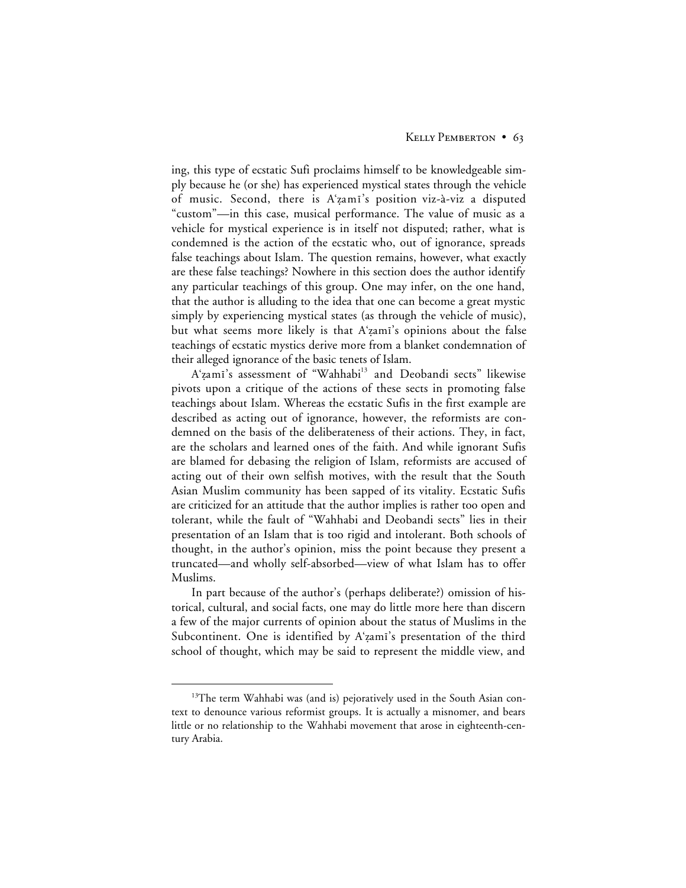ing, this type of ecstatic Sufi proclaims himself to be knowledgeable simply because he (or she) has experienced mystical states through the vehicle of music. Second, there is A'ẓamī's position viz-à-viz a disputed "custom"—in this case, musical performance. The value of music as a vehicle for mystical experience is in itself not disputed; rather, what is condemned is the action of the ecstatic who, out of ignorance, spreads false teachings about Islam. The question remains, however, what exactly are these false teachings? Nowhere in this section does the author identify any particular teachings of this group. One may infer, on the one hand, that the author is alluding to the idea that one can become a great mystic simply by experiencing mystical states (as through the vehicle of music), but what seems more likely is that A'ẓamī's opinions about the false teachings of ecstatic mystics derive more from a blanket condemnation of their alleged ignorance of the basic tenets of Islam.

A'ẓamī's assessment of "Wahhabi[13] and Deobandi sects" likewise pivots upon a critique of the actions of these sects in promoting false teachings about Islam. Whereas the ecstatic Sufis in the first example are described as acting out of ignorance, however, the reformists are condemned on the basis of the deliberateness of their actions. They, in fact, are the scholars and learned ones of the faith. And while ignorant Sufis are blamed for debasing the religion of Islam, reformists are accused of acting out of their own selfish motives, with the result that the South Asian Muslim community has been sapped of its vitality. Ecstatic Sufis are criticized for an attitude that the author implies is rather too open and tolerant, while the fault of "Wahhabi and Deobandi sects" lies in their presentation of an Islam that is too rigid and intolerant. Both schools of thought, in the author's opinion, miss the point because they present a truncated—and wholly self-absorbed—view of what Islam has to offer Muslims.

In part because of the author's (perhaps deliberate?) omission of historical, cultural, and social facts, one may do little more here than discern a few of the major currents of opinion about the status of Muslims in the Subcontinent. One is identified by A'ẓamī's presentation of the third school of thought, which may be said to represent the middle view, and

[13]The term Wahhabi was (and is) pejoratively used in the South Asian context to denounce various reformist groups. It is actually a misnomer, and bears little or no relationship to the Wahhabi movement that arose in eighteenth-century Arabia.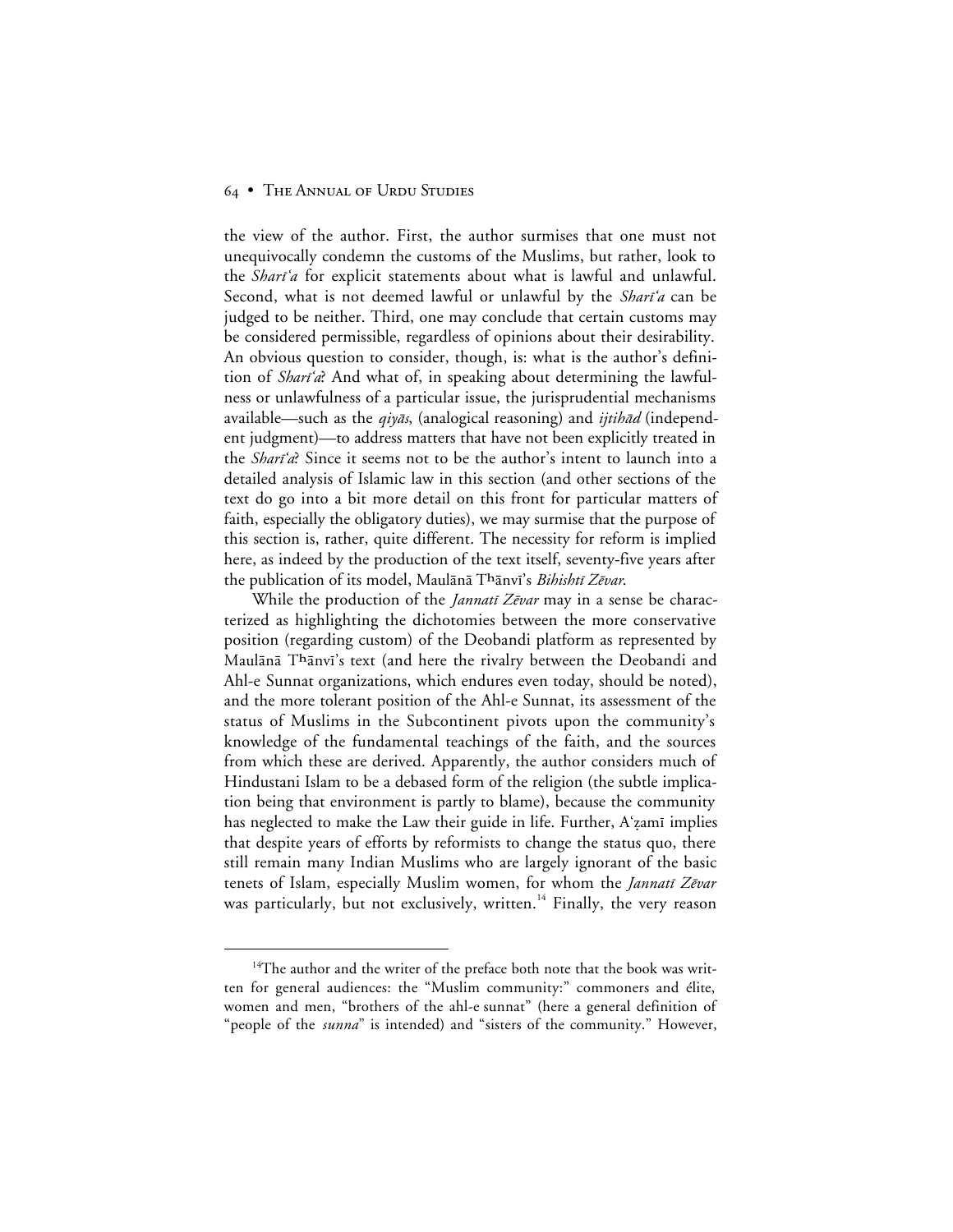the view of the author. First, the author surmises that one must not unequivocally condemn the customs of the Muslims, but rather, look to the *Sharīʿa* for explicit statements about what is lawful and unlawful. Second, what is not deemed lawful or unlawful by the *Sharīʿa* can be judged to be neither. Third, one may conclude that certain customs may be considered permissible, regardless of opinions about their desirability. An obvious question to consider, though, is: what is the author's definition of *Sharīʿa*? And what of, in speaking about determining the lawfulness or unlawfulness of a particular issue, the jurisprudential mechanisms available—such as the *qiyās*, (analogical reasoning) and *ijtihād* (independent judgment)—to address matters that have not been explicitly treated in the *Sharīʿa*? Since it seems not to be the author's intent to launch into a detailed analysis of Islamic law in this section (and other sections of the text do go into a bit more detail on this front for particular matters of faith, especially the obligatory duties), we may surmise that the purpose of this section is, rather, quite different. The necessity for reform is implied here, as indeed by the production of the text itself, seventy-five years after the publication of its model, Maulānā Tʰānvī's *Bihishtī Zēvar*.

While the production of the *Jannatī Zēvar* may in a sense be characterized as highlighting the dichotomies between the more conservative position (regarding custom) of the Deobandi platform as represented by Maulānā Tʰānvī's text (and here the rivalry between the Deobandi and Ahl-e Sunnat organizations, which endures even today, should be noted), and the more tolerant position of the Ahl-e Sunnat, its assessment of the status of Muslims in the Subcontinent pivots upon the community's knowledge of the fundamental teachings of the faith, and the sources from which these are derived. Apparently, the author considers much of Hindustani Islam to be a debased form of the religion (the subtle implication being that environment is partly to blame), because the community has neglected to make the Law their guide in life. Further, Aʿẓamī implies that despite years of efforts by reformists to change the status quo, there still remain many Indian Muslims who are largely ignorant of the basic tenets of Islam, especially Muslim women, for whom the *Jannatī Zēvar* was particularly, but not exclusively, written.[14] Finally, the very reason

[14]The author and the writer of the preface both note that the book was written for general audiences: the "Muslim community:" commoners and élite, women and men, "brothers of the ahl-e sunnat" (here a general definition of "people of the *sunna*" is intended) and "sisters of the community." However,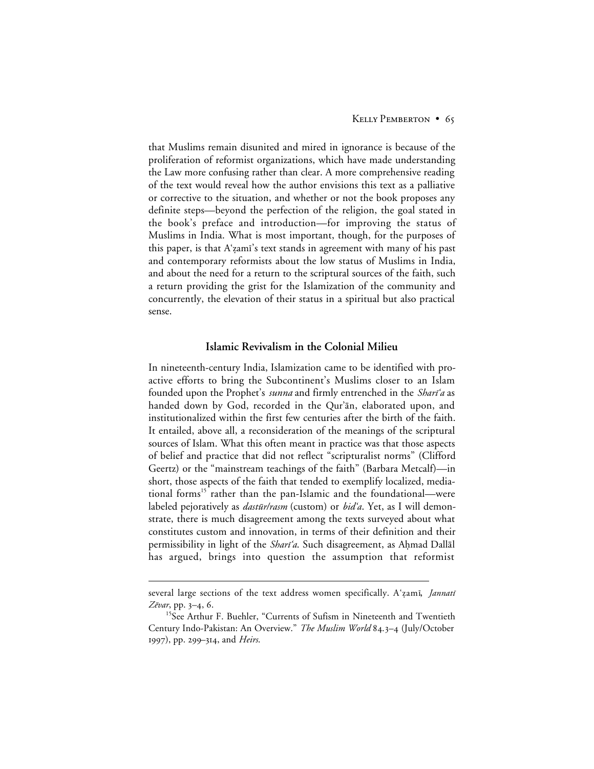that Muslims remain disunited and mired in ignorance is because of the proliferation of reformist organizations, which have made understanding the Law more confusing rather than clear. A more comprehensive reading of the text would reveal how the author envisions this text as a palliative or corrective to the situation, and whether or not the book proposes any definite steps—beyond the perfection of the religion, the goal stated in the book's preface and introduction—for improving the status of Muslims in India. What is most important, though, for the purposes of this paper, is that A'ẓamī's text stands in agreement with many of his past and contemporary reformists about the low status of Muslims in India, and about the need for a return to the scriptural sources of the faith, such a return providing the grist for the Islamization of the community and concurrently, the elevation of their status in a spiritual but also practical sense.

## Islamic Revivalism in the Colonial Milieu

In nineteenth-century India, Islamization came to be identified with pro-active efforts to bring the Subcontinent's Muslims closer to an Islam founded upon the Prophet's *sunna* and firmly entrenched in the *Sharī'a* as handed down by God, recorded in the Qur'ān, elaborated upon, and institutionalized within the first few centuries after the birth of the faith. It entailed, above all, a reconsideration of the meanings of the scriptural sources of Islam. What this often meant in practice was that those aspects of belief and practice that did not reflect "scripturalist norms" (Clifford Geertz) or the "mainstream teachings of the faith" (Barbara Metcalf)—in short, those aspects of the faith that tended to exemplify localized, mediational forms[15] rather than the pan-Islamic and the foundational—were labeled pejoratively as *dastūr/rasm* (custom) or *bid'a*. Yet, as I will demonstrate, there is much disagreement among the texts surveyed about what constitutes custom and innovation, in terms of their definition and their permissibility in light of the *Sharī'a*. Such disagreement, as Aḥmad Dallāl has argued, brings into question the assumption that reformist

---

several large sections of the text address women specifically. A'ẓamī, *Jannatī Zēvar*, pp. 3–4, 6.

[15] See Arthur F. Buehler, "Currents of Sufism in Nineteenth and Twentieth Century Indo-Pakistan: An Overview." *The Muslim World* 84.3–4 (July/October 1997), pp. 299–314, and *Heirs*.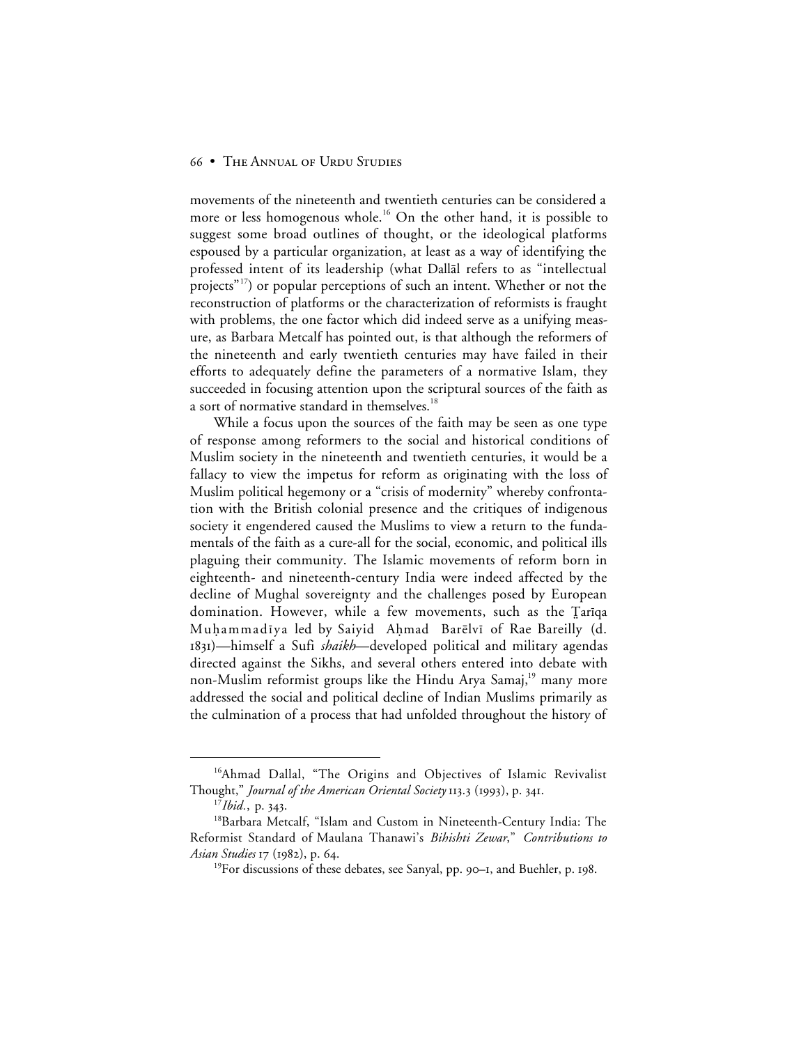movements of the nineteenth and twentieth centuries can be considered a more or less homogenous whole.[16] On the other hand, it is possible to suggest some broad outlines of thought, or the ideological platforms espoused by a particular organization, at least as a way of identifying the professed intent of its leadership (what Dallāl refers to as "intellectual projects"[17]) or popular perceptions of such an intent. Whether or not the reconstruction of platforms or the characterization of reformists is fraught with problems, the one factor which did indeed serve as a unifying measure, as Barbara Metcalf has pointed out, is that although the reformers of the nineteenth and early twentieth centuries may have failed in their efforts to adequately define the parameters of a normative Islam, they succeeded in focusing attention upon the scriptural sources of the faith as a sort of normative standard in themselves.[18]

While a focus upon the sources of the faith may be seen as one type of response among reformers to the social and historical conditions of Muslim society in the nineteenth and twentieth centuries, it would be a fallacy to view the impetus for reform as originating with the loss of Muslim political hegemony or a "crisis of modernity" whereby confrontation with the British colonial presence and the critiques of indigenous society it engendered caused the Muslims to view a return to the fundamentals of the faith as a cure-all for the social, economic, and political ills plaguing their community. The Islamic movements of reform born in eighteenth- and nineteenth-century India were indeed affected by the decline of Mughal sovereignty and the challenges posed by European domination. However, while a few movements, such as the Ṭarīqa Muḥammadīya led by Saiyid Aḥmad Barēlvī of Rae Bareilly (d. 1831)—himself a Sufi *shaikh*—developed political and military agendas directed against the Sikhs, and several others entered into debate with non-Muslim reformist groups like the Hindu Arya Samaj,[19] many more addressed the social and political decline of Indian Muslims primarily as the culmination of a process that had unfolded throughout the history of

---

[16]Ahmad Dallal, "The Origins and Objectives of Islamic Revivalist Thought," *Journal of the American Oriental Society* 113.3 (1993), p. 341.

[17]*Ibid.*, p. 343.

[18]Barbara Metcalf, "Islam and Custom in Nineteenth-Century India: The Reformist Standard of Maulana Thanawi's *Bihishti Zewar*," *Contributions to Asian Studies* 17 (1982), p. 64.

[19]For discussions of these debates, see Sanyal, pp. 90–1, and Buehler, p. 198.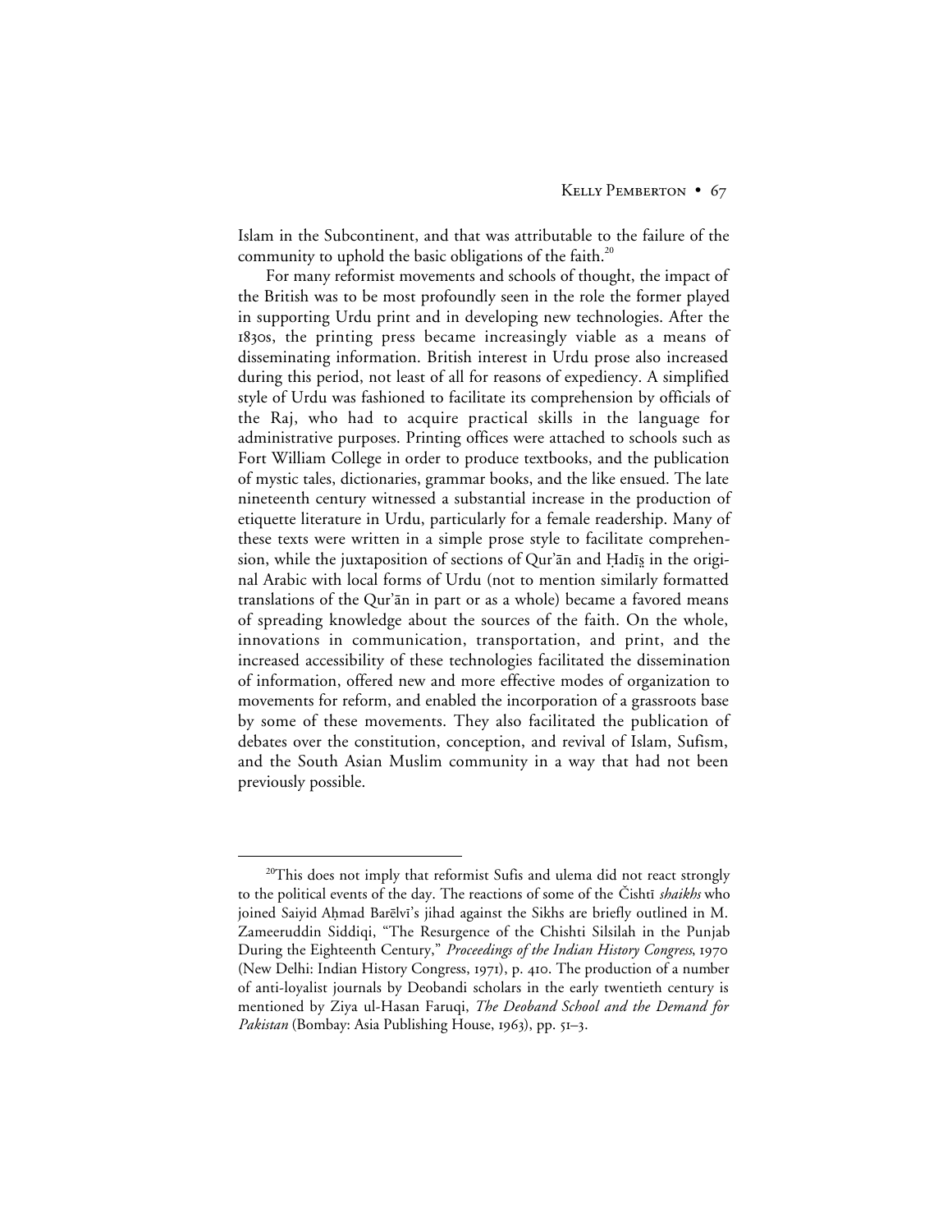Islam in the Subcontinent, and that was attributable to the failure of the community to uphold the basic obligations of the faith.[20]

For many reformist movements and schools of thought, the impact of the British was to be most profoundly seen in the role the former played in supporting Urdu print and in developing new technologies. After the 1830s, the printing press became increasingly viable as a means of disseminating information. British interest in Urdu prose also increased during this period, not least of all for reasons of expediency. A simplified style of Urdu was fashioned to facilitate its comprehension by officials of the Raj, who had to acquire practical skills in the language for administrative purposes. Printing offices were attached to schools such as Fort William College in order to produce textbooks, and the publication of mystic tales, dictionaries, grammar books, and the like ensued. The late nineteenth century witnessed a substantial increase in the production of etiquette literature in Urdu, particularly for a female readership. Many of these texts were written in a simple prose style to facilitate comprehension, while the juxtaposition of sections of Qur'ān and Ḥadīs̱ in the original Arabic with local forms of Urdu (not to mention similarly formatted translations of the Qur'ān in part or as a whole) became a favored means of spreading knowledge about the sources of the faith. On the whole, innovations in communication, transportation, and print, and the increased accessibility of these technologies facilitated the dissemination of information, offered new and more effective modes of organization to movements for reform, and enabled the incorporation of a grassroots base by some of these movements. They also facilitated the publication of debates over the constitution, conception, and revival of Islam, Sufism, and the South Asian Muslim community in a way that had not been previously possible.

---

[20]This does not imply that reformist Sufis and ulema did not react strongly to the political events of the day. The reactions of some of the Čishtī *shaikhs* who joined Saiyid Aḥmad Barēlvī's jihad against the Sikhs are briefly outlined in M. Zameeruddin Siddiqi, "The Resurgence of the Chishti Silsilah in the Punjab During the Eighteenth Century," *Proceedings of the Indian History Congress*, 1970 (New Delhi: Indian History Congress, 1971), p. 410. The production of a number of anti-loyalist journals by Deobandi scholars in the early twentieth century is mentioned by Ziya ul-Hasan Faruqi, *The Deoband School and the Demand for Pakistan* (Bombay: Asia Publishing House, 1963), pp. 51–3.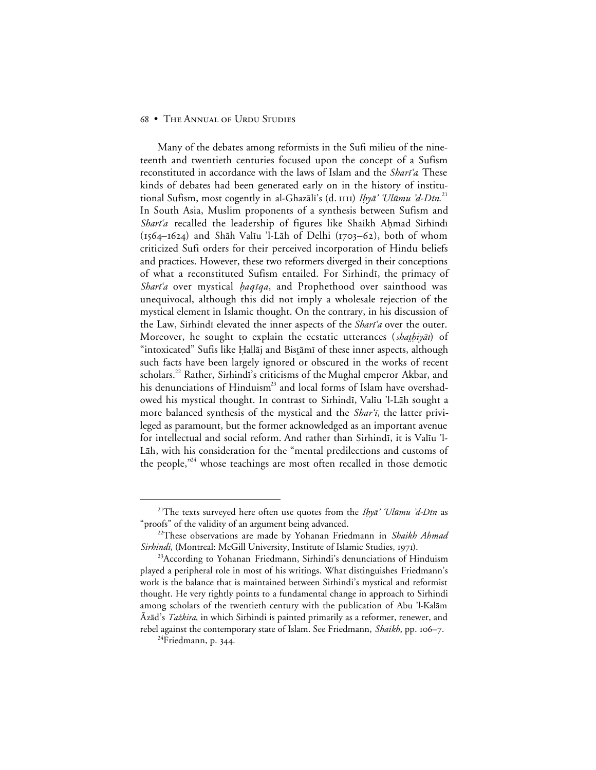Many of the debates among reformists in the Sufi milieu of the nineteenth and twentieth centuries focused upon the concept of a Sufism reconstituted in accordance with the laws of Islam and the *Sharī'a*. These kinds of debates had been generated early on in the history of institutional Sufism, most cogently in al-Ghazālī's (d. 1111) *Iḥyā' 'Ulūmu 'd-Dīn*.[21] In South Asia, Muslim proponents of a synthesis between Sufism and *Sharī'a* recalled the leadership of figures like Shaikh Aḥmad Sirhindī (1564–1624) and Shāh Valīu 'l-Lāh of Delhi (1703–62), both of whom criticized Sufi orders for their perceived incorporation of Hindu beliefs and practices. However, these two reformers diverged in their conceptions of what a reconstituted Sufism entailed. For Sirhindī, the primacy of *Sharī'a* over mystical *ḥaqīqa*, and Prophethood over sainthood was unequivocal, although this did not imply a wholesale rejection of the mystical element in Islamic thought. On the contrary, in his discussion of the Law, Sirhindī elevated the inner aspects of the *Sharī'a* over the outer. Moreover, he sought to explain the ecstatic utterances (*shaṭḥiyāt*) of "intoxicated" Sufis like Ḥallāj and Bisṭāmī of these inner aspects, although such facts have been largely ignored or obscured in the works of recent scholars.[22] Rather, Sirhindī's criticisms of the Mughal emperor Akbar, and his denunciations of Hinduism[23] and local forms of Islam have overshadowed his mystical thought. In contrast to Sirhindī, Valīu 'l-Lāh sought a more balanced synthesis of the mystical and the *Shar'ī*, the latter privileged as paramount, but the former acknowledged as an important avenue for intellectual and social reform. And rather than Sirhindī, it is Valīu 'l-Lāh, with his consideration for the "mental predilections and customs of the people,"[24] whose teachings are most often recalled in those demotic

---

[21]The texts surveyed here often use quotes from the *Iḥyā' 'Ulūmu 'd-Dīn* as "proofs" of the validity of an argument being advanced.

[22]These observations are made by Yohanan Friedmann in *Shaikh Ahmad Sirhindi*, (Montreal: McGill University, Institute of Islamic Studies, 1971).

[23]According to Yohanan Friedmann, Sirhindi's denunciations of Hinduism played a peripheral role in most of his writings. What distinguishes Friedmann's work is the balance that is maintained between Sirhindi's mystical and reformist thought. He very rightly points to a fundamental change in approach to Sirhindi among scholars of the twentieth century with the publication of Abu 'l-Kalām Āzād's *Tażkira*, in which Sirhindi is painted primarily as a reformer, renewer, and rebel against the contemporary state of Islam. See Friedmann, *Shaikh*, pp. 106–7.

[24]Friedmann, p. 344.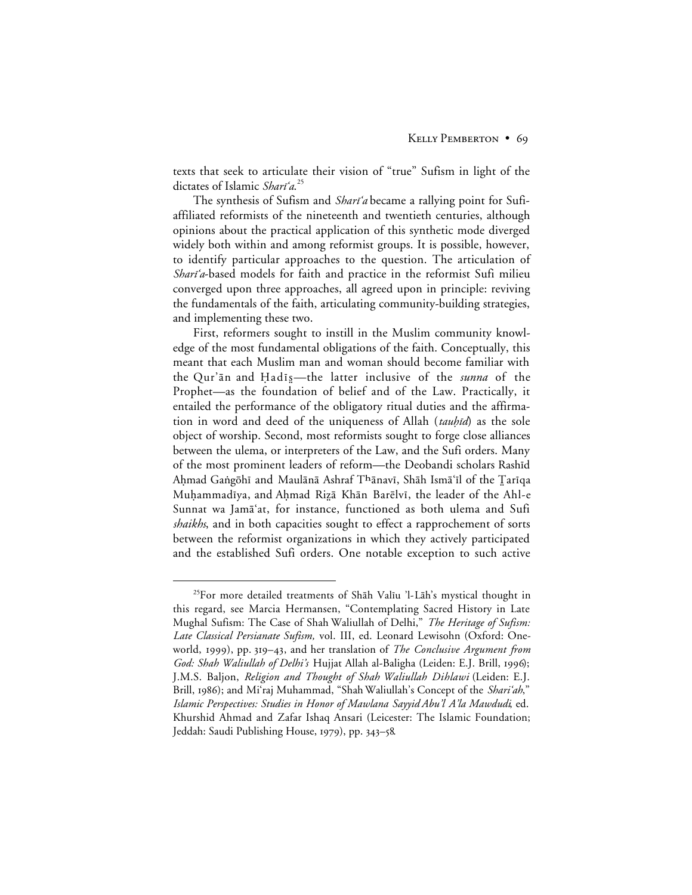texts that seek to articulate their vision of "true" Sufism in light of the dictates of Islamic *Sharī'a*.[25]

The synthesis of Sufism and *Sharī'a* became a rallying point for Sufi-affiliated reformists of the nineteenth and twentieth centuries, although opinions about the practical application of this synthetic mode diverged widely both within and among reformist groups. It is possible, however, to identify particular approaches to the question. The articulation of *Sharī'a*-based models for faith and practice in the reformist Sufi milieu converged upon three approaches, all agreed upon in principle: reviving the fundamentals of the faith, articulating community-building strategies, and implementing these two.

First, reformers sought to instill in the Muslim community knowledge of the most fundamental obligations of the faith. Conceptually, this meant that each Muslim man and woman should become familiar with the Qur'ān and Ḥadīs̱—the latter inclusive of the *sunna* of the Prophet—as the foundation of belief and of the Law. Practically, it entailed the performance of the obligatory ritual duties and the affirmation in word and deed of the uniqueness of Allah (*tauḥīd*) as the sole object of worship. Second, most reformists sought to forge close alliances between the ulema, or interpreters of the Law, and the Sufi orders. Many of the most prominent leaders of reform—the Deobandi scholars Rashīd Aḥmad Gaṅgōhī and Maulānā Ashraf Tʰānavī, Shāh Ismā'īl of the Ṭarīqa Muḥammadīya, and Aḥmad Riẓā Khān Barēlvī, the leader of the Ahl-e Sunnat wa Jamā'at, for instance, functioned as both ulema and Sufi *shaikhs*, and in both capacities sought to effect a rapprochement of sorts between the reformist organizations in which they actively participated and the established Sufi orders. One notable exception to such active

---

[25] For more detailed treatments of Shāh Valīu 'l-Lāh's mystical thought in this regard, see Marcia Hermansen, "Contemplating Sacred History in Late Mughal Sufism: The Case of Shah Waliullah of Delhi," *The Heritage of Sufism: Late Classical Persianate Sufism,* vol. III, ed. Leonard Lewisohn (Oxford: Oneworld, 1999), pp. 319–43, and her translation of *The Conclusive Argument from God: Shah Waliullah of Delhi's* Hujjat Allah al-Baligha (Leiden: E.J. Brill, 1996); J.M.S. Baljon, *Religion and Thought of Shah Waliullah Dihlawi* (Leiden: E.J. Brill, 1986); and Mi'raj Muhammad, "Shah Waliullah's Concept of the *Shari'ah*," *Islamic Perspectives: Studies in Honor of Mawlana Sayyid Abu'l A'la Mawdudi,* ed. Khurshid Ahmad and Zafar Ishaq Ansari (Leicester: The Islamic Foundation; Jeddah: Saudi Publishing House, 1979), pp. 343–58.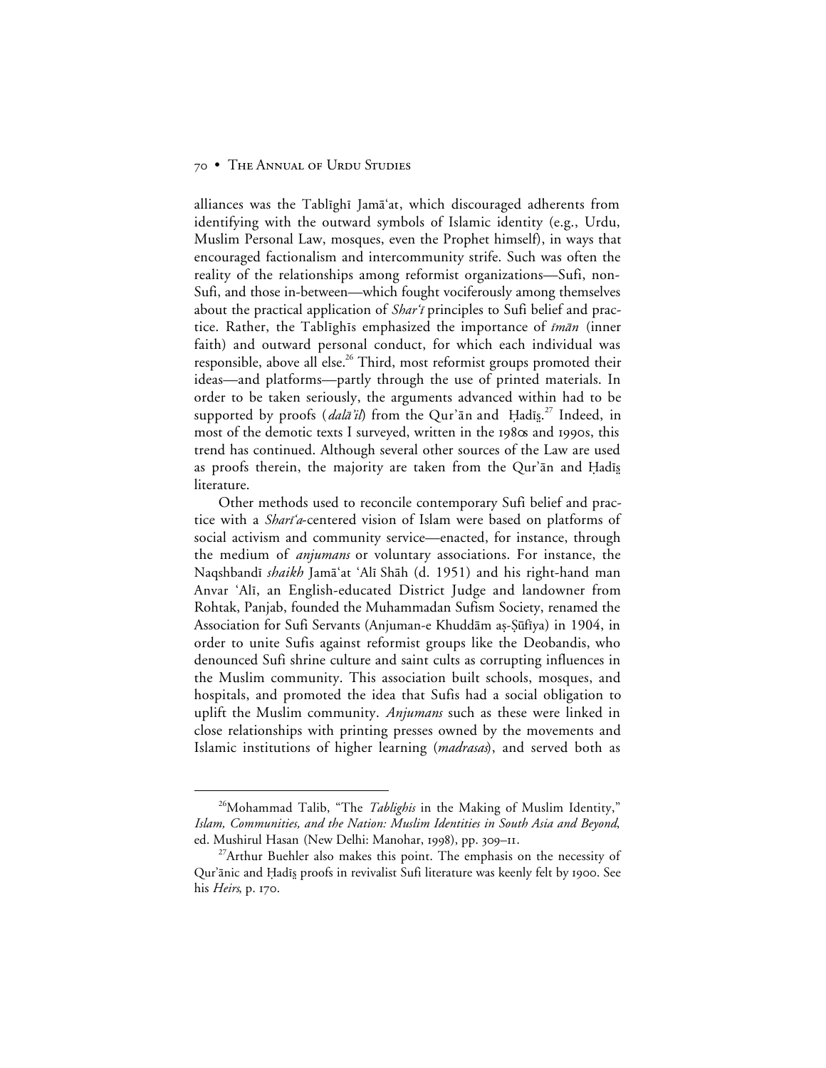alliances was the Tablīghī Jamā'at, which discouraged adherents from identifying with the outward symbols of Islamic identity (e.g., Urdu, Muslim Personal Law, mosques, even the Prophet himself), in ways that encouraged factionalism and intercommunity strife. Such was often the reality of the relationships among reformist organizations—Sufi, non-Sufi, and those in-between—which fought vociferously among themselves about the practical application of *Shar'ī* principles to Sufi belief and practice. Rather, the Tablīghīs emphasized the importance of *īmān* (inner faith) and outward personal conduct, for which each individual was responsible, above all else.[26] Third, most reformist groups promoted their ideas—and platforms—partly through the use of printed materials. In order to be taken seriously, the arguments advanced within had to be supported by proofs (*dalā'il*) from the Qur'ān and Ḥadīs̤.[27] Indeed, in most of the demotic texts I surveyed, written in the 1980s and 1990s, this trend has continued. Although several other sources of the Law are used as proofs therein, the majority are taken from the Qur'ān and Ḥadīs̤ literature.

Other methods used to reconcile contemporary Sufi belief and practice with a *Sharī'a*-centered vision of Islam were based on platforms of social activism and community service—enacted, for instance, through the medium of *anjumans* or voluntary associations. For instance, the Naqshbandī *shaikh* Jamā'at 'Alī Shāh (d. 1951) and his right-hand man Anvar 'Alī, an English-educated District Judge and landowner from Rohtak, Panjab, founded the Muhammadan Sufism Society, renamed the Association for Sufi Servants (Anjuman-e Khuddām aṣ-Ṣūfiya) in 1904, in order to unite Sufis against reformist groups like the Deobandis, who denounced Sufi shrine culture and saint cults as corrupting influences in the Muslim community. This association built schools, mosques, and hospitals, and promoted the idea that Sufis had a social obligation to uplift the Muslim community. *Anjumans* such as these were linked in close relationships with printing presses owned by the movements and Islamic institutions of higher learning (*madrasas*), and served both as

---

[26] Mohammad Talib, "The *Tablighis* in the Making of Muslim Identity," *Islam, Communities, and the Nation: Muslim Identities in South Asia and Beyond*, ed. Mushirul Hasan (New Delhi: Manohar, 1998), pp. 309–11.

[27] Arthur Buehler also makes this point. The emphasis on the necessity of Qur'ānic and Ḥadīs̤ proofs in revivalist Sufi literature was keenly felt by 1900. See his *Heirs*, p. 170.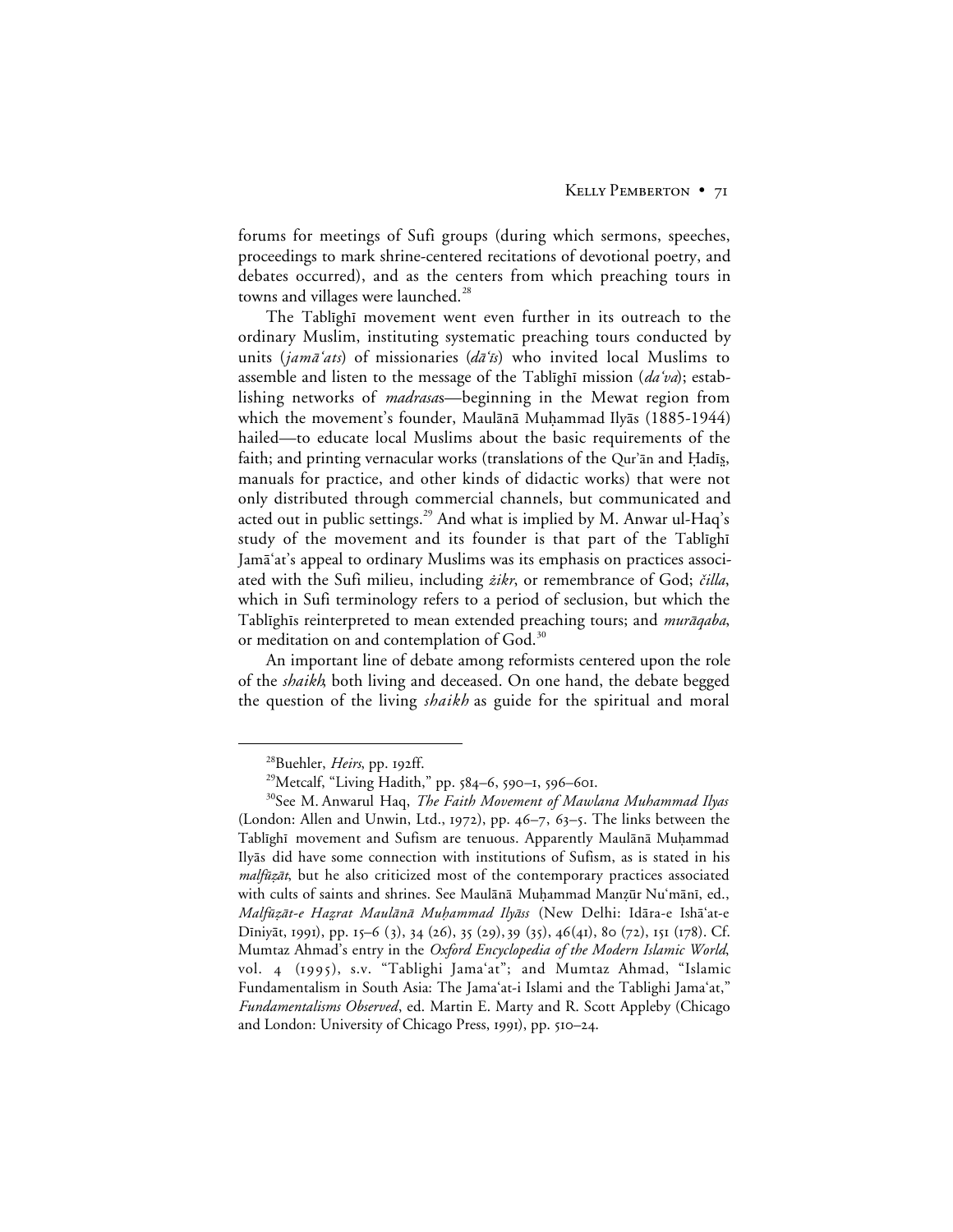forums for meetings of Sufi groups (during which sermons, speeches, proceedings to mark shrine-centered recitations of devotional poetry, and debates occurred), and as the centers from which preaching tours in towns and villages were launched.[28]

The Tablīghī movement went even further in its outreach to the ordinary Muslim, instituting systematic preaching tours conducted by units (*jamāʿats*) of missionaries (*dāʿīs*) who invited local Muslims to assemble and listen to the message of the Tablīghī mission (*daʿva*); establishing networks of *madrasas*—beginning in the Mewat region from which the movement's founder, Maulānā Muḥammad Ilyās (1885-1944) hailed—to educate local Muslims about the basic requirements of the faith; and printing vernacular works (translations of the Qur'ān and Ḥadīs̱, manuals for practice, and other kinds of didactic works) that were not only distributed through commercial channels, but communicated and acted out in public settings.[29] And what is implied by M. Anwar ul-Haq's study of the movement and its founder is that part of the Tablīghī Jamāʿat's appeal to ordinary Muslims was its emphasis on practices associated with the Sufi milieu, including *żikr*, or remembrance of God; *čilla*, which in Sufi terminology refers to a period of seclusion, but which the Tablīghīs reinterpreted to mean extended preaching tours; and *murāqaba*, or meditation on and contemplation of God.[30]

An important line of debate among reformists centered upon the role of the *shaikh*, both living and deceased. On one hand, the debate begged the question of the living *shaikh* as guide for the spiritual and moral

---

[28] Buehler, *Heirs*, pp. 192ff.

[29] Metcalf, "Living Hadith," pp. 584–6, 590–1, 596–601.

[30] See M. Anwarul Haq, *The Faith Movement of Mawlana Muhammad Ilyas* (London: Allen and Unwin, Ltd., 1972), pp. 46–7, 63–5. The links between the Tablīghī movement and Sufism are tenuous. Apparently Maulānā Muḥammad Ilyās did have some connection with institutions of Sufism, as is stated in his *malfūẓāt*, but he also criticized most of the contemporary practices associated with cults of saints and shrines. See Maulānā Muḥammad Manẓūr Nuʿmānī, ed., *Malfūẓāt-e Ḥaẓrat Maulānā Muḥammad Ilyāss* (New Delhi: Idāra-e Ishāʿat-e Dīniyāt, 1991), pp. 15–6 (3), 34 (26), 35 (29), 39 (35), 46(41), 80 (72), 151 (178). Cf. Mumtaz Ahmad's entry in the *Oxford Encyclopedia of the Modern Islamic World*, vol. 4 (1995), s.v. "Tablighi Jamaʿat"; and Mumtaz Ahmad, "Islamic Fundamentalism in South Asia: The Jamaʿat-i Islami and the Tablighi Jamaʿat," *Fundamentalisms Observed*, ed. Martin E. Marty and R. Scott Appleby (Chicago and London: University of Chicago Press, 1991), pp. 510–24.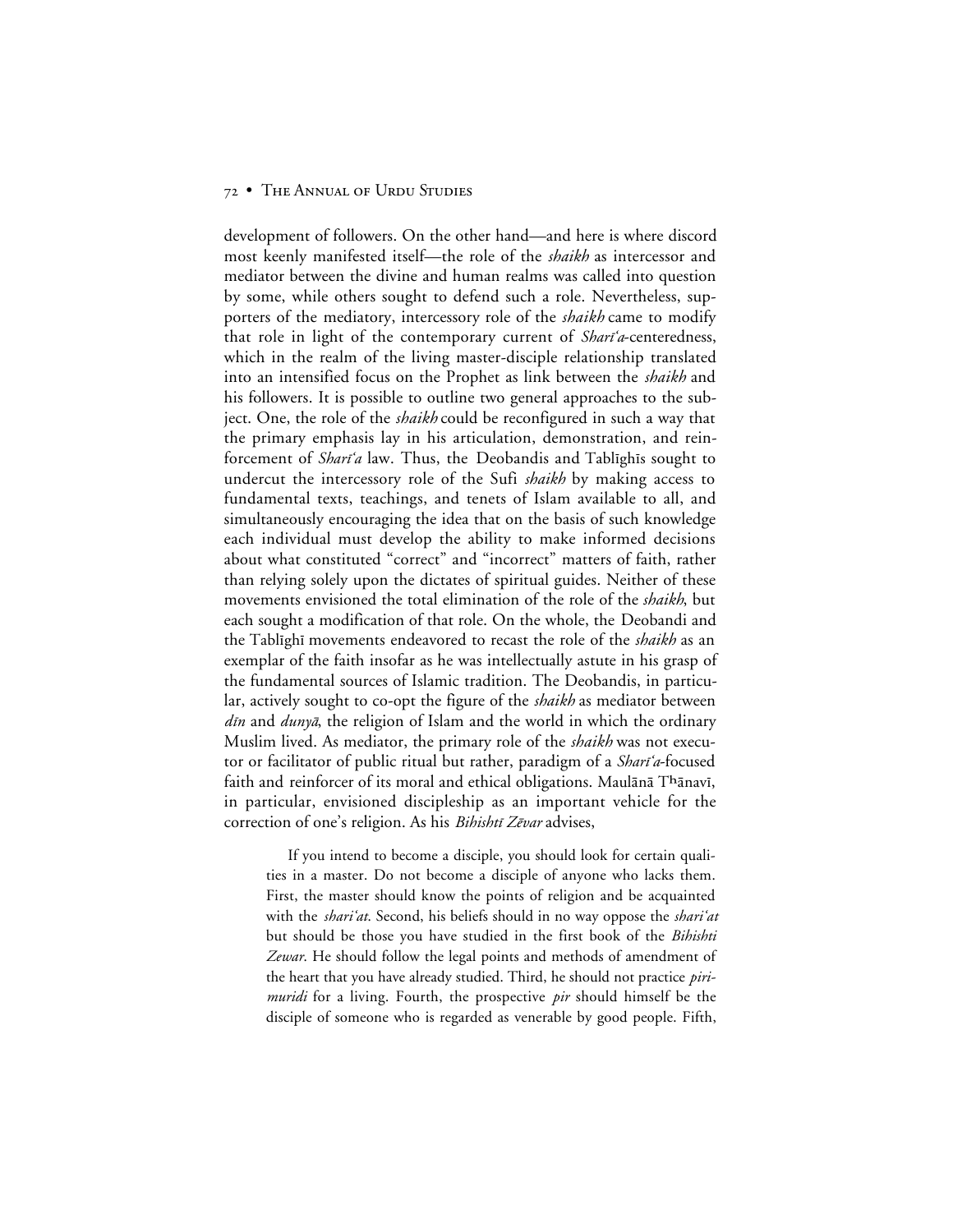development of followers. On the other hand—and here is where discord most keenly manifested itself—the role of the *shaikh* as intercessor and mediator between the divine and human realms was called into question by some, while others sought to defend such a role. Nevertheless, supporters of the mediatory, intercessory role of the *shaikh* came to modify that role in light of the contemporary current of *Sharīʿa*-centeredness, which in the realm of the living master-disciple relationship translated into an intensified focus on the Prophet as link between the *shaikh* and his followers. It is possible to outline two general approaches to the subject. One, the role of the *shaikh* could be reconfigured in such a way that the primary emphasis lay in his articulation, demonstration, and reinforcement of *Sharīʿa* law. Thus, the Deobandis and Tablīghīs sought to undercut the intercessory role of the Sufi *shaikh* by making access to fundamental texts, teachings, and tenets of Islam available to all, and simultaneously encouraging the idea that on the basis of such knowledge each individual must develop the ability to make informed decisions about what constituted "correct" and "incorrect" matters of faith, rather than relying solely upon the dictates of spiritual guides. Neither of these movements envisioned the total elimination of the role of the *shaikh*, but each sought a modification of that role. On the whole, the Deobandi and the Tablīghī movements endeavored to recast the role of the *shaikh* as an exemplar of the faith insofar as he was intellectually astute in his grasp of the fundamental sources of Islamic tradition. The Deobandis, in particular, actively sought to co-opt the figure of the *shaikh* as mediator between *dīn* and *dunyā*, the religion of Islam and the world in which the ordinary Muslim lived. As mediator, the primary role of the *shaikh* was not executor or facilitator of public ritual but rather, paradigm of a *Sharīʿa*-focused faith and reinforcer of its moral and ethical obligations. Maulānā Tʰānavī, in particular, envisioned discipleship as an important vehicle for the correction of one's religion. As his *Bihishtī Zēvar* advises,

> If you intend to become a disciple, you should look for certain qualities in a master. Do not become a disciple of anyone who lacks them. First, the master should know the points of religion and be acquainted with the *shariʿat*. Second, his beliefs should in no way oppose the *shariʿat* but should be those you have studied in the first book of the *Bihishti Zewar*. He should follow the legal points and methods of amendment of the heart that you have already studied. Third, he should not practice *piri-muridi* for a living. Fourth, the prospective *pir* should himself be the disciple of someone who is regarded as venerable by good people. Fifth,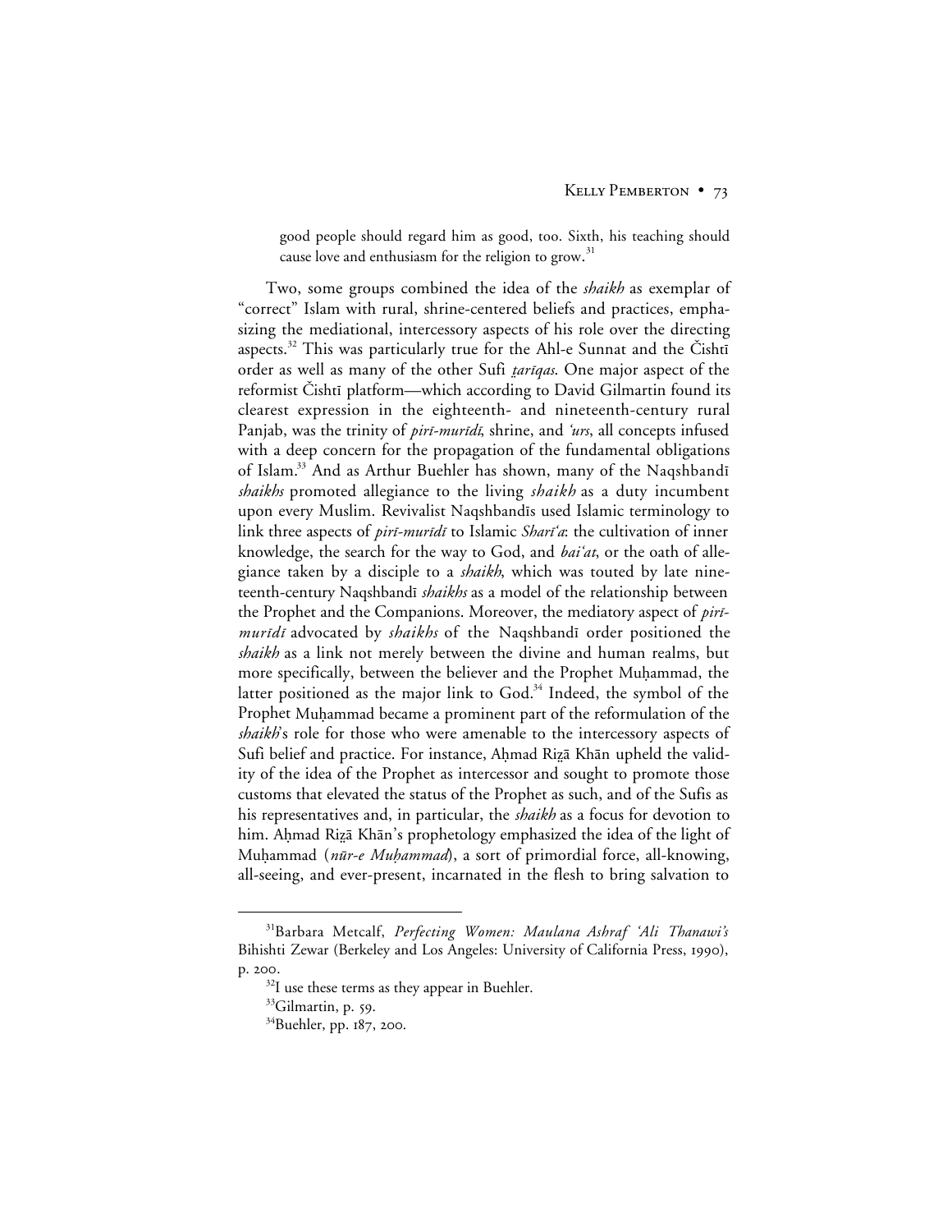good people should regard him as good, too. Sixth, his teaching should cause love and enthusiasm for the religion to grow.[31]

Two, some groups combined the idea of the *shaikh* as exemplar of "correct" Islam with rural, shrine-centered beliefs and practices, emphasizing the mediational, intercessory aspects of his role over the directing aspects.[32] This was particularly true for the Ahl-e Sunnat and the Čishtī order as well as many of the other Sufi *ṭarīqas*. One major aspect of the reformist Čishtī platform—which according to David Gilmartin found its clearest expression in the eighteenth- and nineteenth-century rural Panjab, was the trinity of *pirī-murīdī*, shrine, and *'urs*, all concepts infused with a deep concern for the propagation of the fundamental obligations of Islam.[33] And as Arthur Buehler has shown, many of the Naqshbandī *shaikhs* promoted allegiance to the living *shaikh* as a duty incumbent upon every Muslim. Revivalist Naqshbandīs used Islamic terminology to link three aspects of *pirī-murīdī* to Islamic *Sharī'a*: the cultivation of inner knowledge, the search for the way to God, and *bai'at*, or the oath of allegiance taken by a disciple to a *shaikh*, which was touted by late nineteenth-century Naqshbandī *shaikhs* as a model of the relationship between the Prophet and the Companions. Moreover, the mediatory aspect of *pirī-murīdī* advocated by *shaikhs* of the Naqshbandī order positioned the *shaikh* as a link not merely between the divine and human realms, but more specifically, between the believer and the Prophet Muḥammad, the latter positioned as the major link to God.[34] Indeed, the symbol of the Prophet Muḥammad became a prominent part of the reformulation of the *shaikh*'s role for those who were amenable to the intercessory aspects of Sufi belief and practice. For instance, Aḥmad Riẓā Khān upheld the validity of the idea of the Prophet as intercessor and sought to promote those customs that elevated the status of the Prophet as such, and of the Sufis as his representatives and, in particular, the *shaikh* as a focus for devotion to him. Aḥmad Riẓā Khān's prophetology emphasized the idea of the light of Muḥammad (*nūr-e Muḥammad*), a sort of primordial force, all-knowing, all-seeing, and ever-present, incarnated in the flesh to bring salvation to

---

[31] Barbara Metcalf, *Perfecting Women: Maulana Ashraf 'Ali Thanawi's* Bihishti Zewar (Berkeley and Los Angeles: University of California Press, 1990), p. 200.

[32] I use these terms as they appear in Buehler.

[33] Gilmartin, p. 59.

[34] Buehler, pp. 187, 200.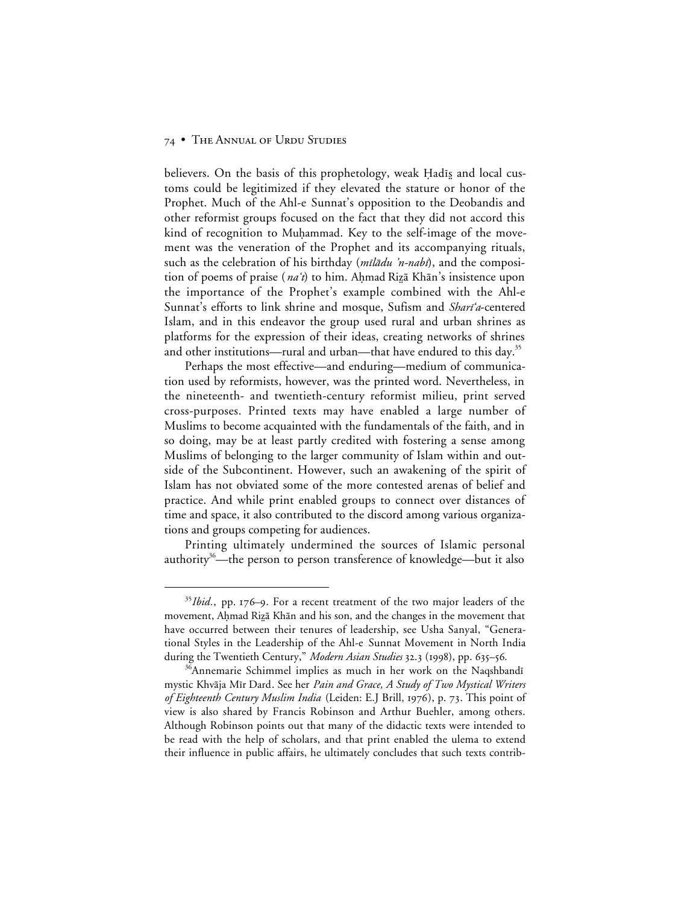believers. On the basis of this prophetology, weak Ḥadīs̤ and local customs could be legitimized if they elevated the stature or honor of the Prophet. Much of the Ahl-e Sunnat's opposition to the Deobandis and other reformist groups focused on the fact that they did not accord this kind of recognition to Muḥammad. Key to the self-image of the movement was the veneration of the Prophet and its accompanying rituals, such as the celebration of his birthday (*mīlādu 'n-nabī*), and the composition of poems of praise (*na'<i>t</i>*) to him. Aḥmad Riẓā Khān's insistence upon the importance of the Prophet's example combined with the Ahl-e Sunnat's efforts to link shrine and mosque, Sufism and *Sharī'a*-centered Islam, and in this endeavor the group used rural and urban shrines as platforms for the expression of their ideas, creating networks of shrines and other institutions—rural and urban—that have endured to this day.[35]

Perhaps the most effective—and enduring—medium of communication used by reformists, however, was the printed word. Nevertheless, in the nineteenth- and twentieth-century reformist milieu, print served cross-purposes. Printed texts may have enabled a large number of Muslims to become acquainted with the fundamentals of the faith, and in so doing, may be at least partly credited with fostering a sense among Muslims of belonging to the larger community of Islam within and outside of the Subcontinent. However, such an awakening of the spirit of Islam has not obviated some of the more contested arenas of belief and practice. And while print enabled groups to connect over distances of time and space, it also contributed to the discord among various organizations and groups competing for audiences.

Printing ultimately undermined the sources of Islamic personal authority[36]—the person to person transference of knowledge—but it also

---

[35]*Ibid.*, pp. 176–9. For a recent treatment of the two major leaders of the movement, Aḥmad Riẓā Khān and his son, and the changes in the movement that have occurred between their tenures of leadership, see Usha Sanyal, "Generational Styles in the Leadership of the Ahl-e Sunnat Movement in North India during the Twentieth Century," *Modern Asian Studies* 32.3 (1998), pp. 635–56.

[36]Annemarie Schimmel implies as much in her work on the Naqshbandī mystic Khvāja Mīr Dard. See her *Pain and Grace, A Study of Two Mystical Writers of Eighteenth Century Muslim India* (Leiden: E.J Brill, 1976), p. 73. This point of view is also shared by Francis Robinson and Arthur Buehler, among others. Although Robinson points out that many of the didactic texts were intended to be read with the help of scholars, and that print enabled the ulema to extend their influence in public affairs, he ultimately concludes that such texts contrib-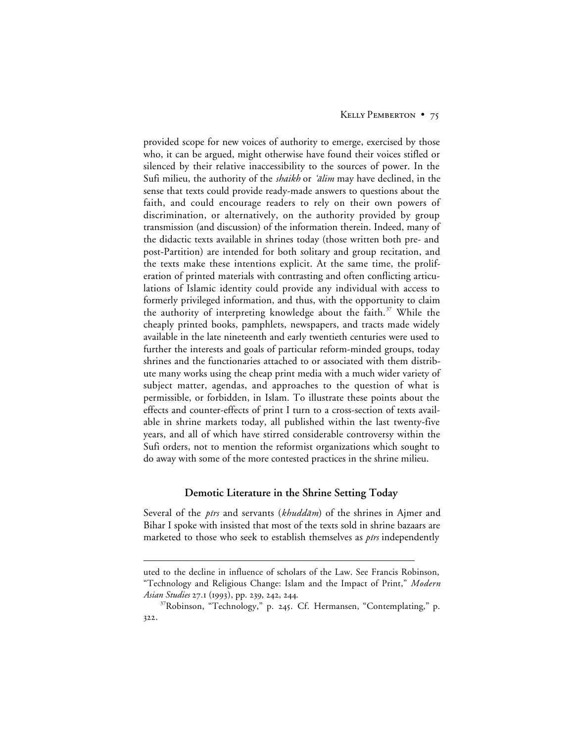provided scope for new voices of authority to emerge, exercised by those who, it can be argued, might otherwise have found their voices stifled or silenced by their relative inaccessibility to the sources of power. In the Sufi milieu, the authority of the *shaikh* or *'ālim* may have declined, in the sense that texts could provide ready-made answers to questions about the faith, and could encourage readers to rely on their own powers of discrimination, or alternatively, on the authority provided by group transmission (and discussion) of the information therein. Indeed, many of the didactic texts available in shrines today (those written both pre- and post-Partition) are intended for both solitary and group recitation, and the texts make these intentions explicit. At the same time, the proliferation of printed materials with contrasting and often conflicting articulations of Islamic identity could provide any individual with access to formerly privileged information, and thus, with the opportunity to claim the authority of interpreting knowledge about the faith.[37] While the cheaply printed books, pamphlets, newspapers, and tracts made widely available in the late nineteenth and early twentieth centuries were used to further the interests and goals of particular reform-minded groups, today shrines and the functionaries attached to or associated with them distribute many works using the cheap print media with a much wider variety of subject matter, agendas, and approaches to the question of what is permissible, or forbidden, in Islam. To illustrate these points about the effects and counter-effects of print I turn to a cross-section of texts available in shrine markets today, all published within the last twenty-five years, and all of which have stirred considerable controversy within the Sufi orders, not to mention the reformist organizations which sought to do away with some of the more contested practices in the shrine milieu.

## Demotic Literature in the Shrine Setting Today

Several of the *pīrs* and servants (*khuddām*) of the shrines in Ajmer and Bihar I spoke with insisted that most of the texts sold in shrine bazaars are marketed to those who seek to establish themselves as *pīrs* independently

---

uted to the decline in influence of scholars of the Law. See Francis Robinson, "Technology and Religious Change: Islam and the Impact of Print," *Modern Asian Studies* 27.1 (1993), pp. 239, 242, 244.

[37] Robinson, "Technology," p. 245. Cf. Hermansen, "Contemplating," p. 322.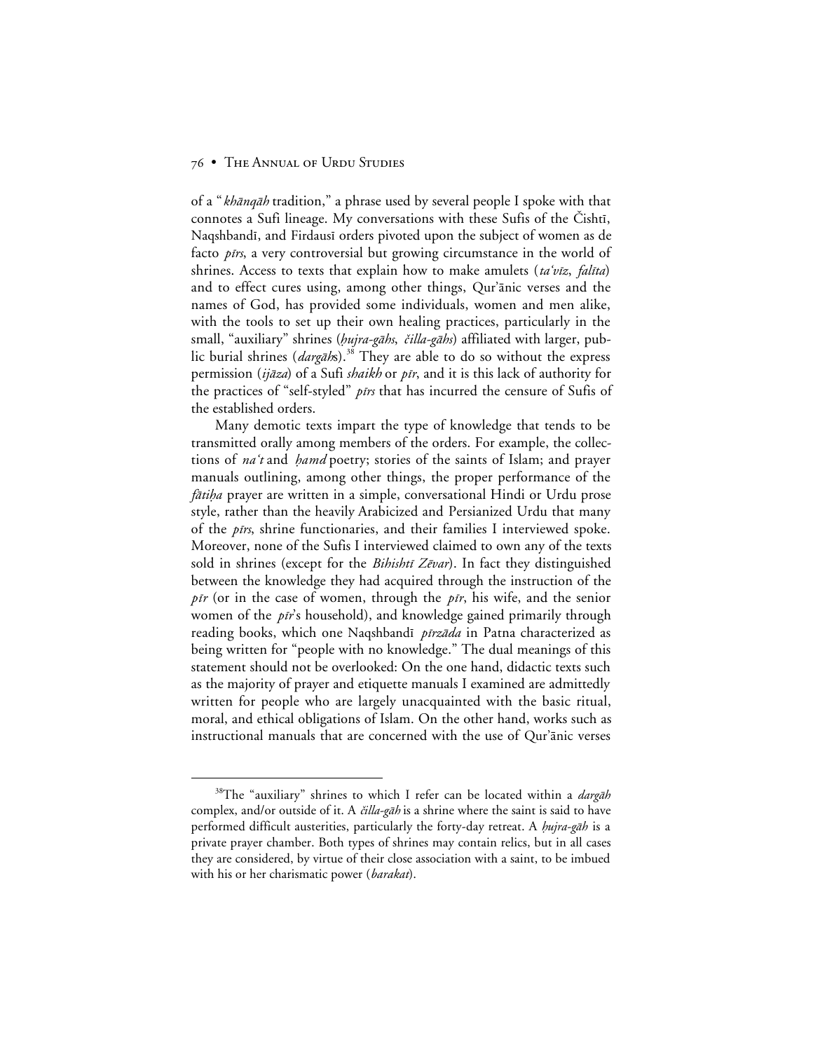of a "*khānqāh* tradition," a phrase used by several people I spoke with that connotes a Sufi lineage. My conversations with these Sufis of the Čishtī, Naqshbandī, and Firdausī orders pivoted upon the subject of women as de facto *pīrs*, a very controversial but growing circumstance in the world of shrines. Access to texts that explain how to make amulets (*ta'vīz*, *falīta*) and to effect cures using, among other things, Qur'ānic verses and the names of God, has provided some individuals, women and men alike, with the tools to set up their own healing practices, particularly in the small, "auxiliary" shrines (*ḥujra-gāhs*, *čilla-gāhs*) affiliated with larger, public burial shrines (*dargāhs*).[38] They are able to do so without the express permission (*ijāza*) of a Sufi *shaikh* or *pīr*, and it is this lack of authority for the practices of "self-styled" *pīrs* that has incurred the censure of Sufis of the established orders.

Many demotic texts impart the type of knowledge that tends to be transmitted orally among members of the orders. For example, the collections of *na't* and *ḥamd* poetry; stories of the saints of Islam; and prayer manuals outlining, among other things, the proper performance of the *fātiḥa* prayer are written in a simple, conversational Hindi or Urdu prose style, rather than the heavily Arabicized and Persianized Urdu that many of the *pīrs*, shrine functionaries, and their families I interviewed spoke. Moreover, none of the Sufis I interviewed claimed to own any of the texts sold in shrines (except for the *Bihishtī Zēvar*). In fact they distinguished between the knowledge they had acquired through the instruction of the *pīr* (or in the case of women, through the *pīr*, his wife, and the senior women of the *pīr*'s household), and knowledge gained primarily through reading books, which one Naqshbandī *pīrzāda* in Patna characterized as being written for "people with no knowledge." The dual meanings of this statement should not be overlooked: On the one hand, didactic texts such as the majority of prayer and etiquette manuals I examined are admittedly written for people who are largely unacquainted with the basic ritual, moral, and ethical obligations of Islam. On the other hand, works such as instructional manuals that are concerned with the use of Qur'ānic verses

---

[38]The "auxiliary" shrines to which I refer can be located within a *dargāh* complex, and/or outside of it. A *čilla-gāh* is a shrine where the saint is said to have performed difficult austerities, particularly the forty-day retreat. A *ḥujra-gāh* is a private prayer chamber. Both types of shrines may contain relics, but in all cases they are considered, by virtue of their close association with a saint, to be imbued with his or her charismatic power (*barakat*).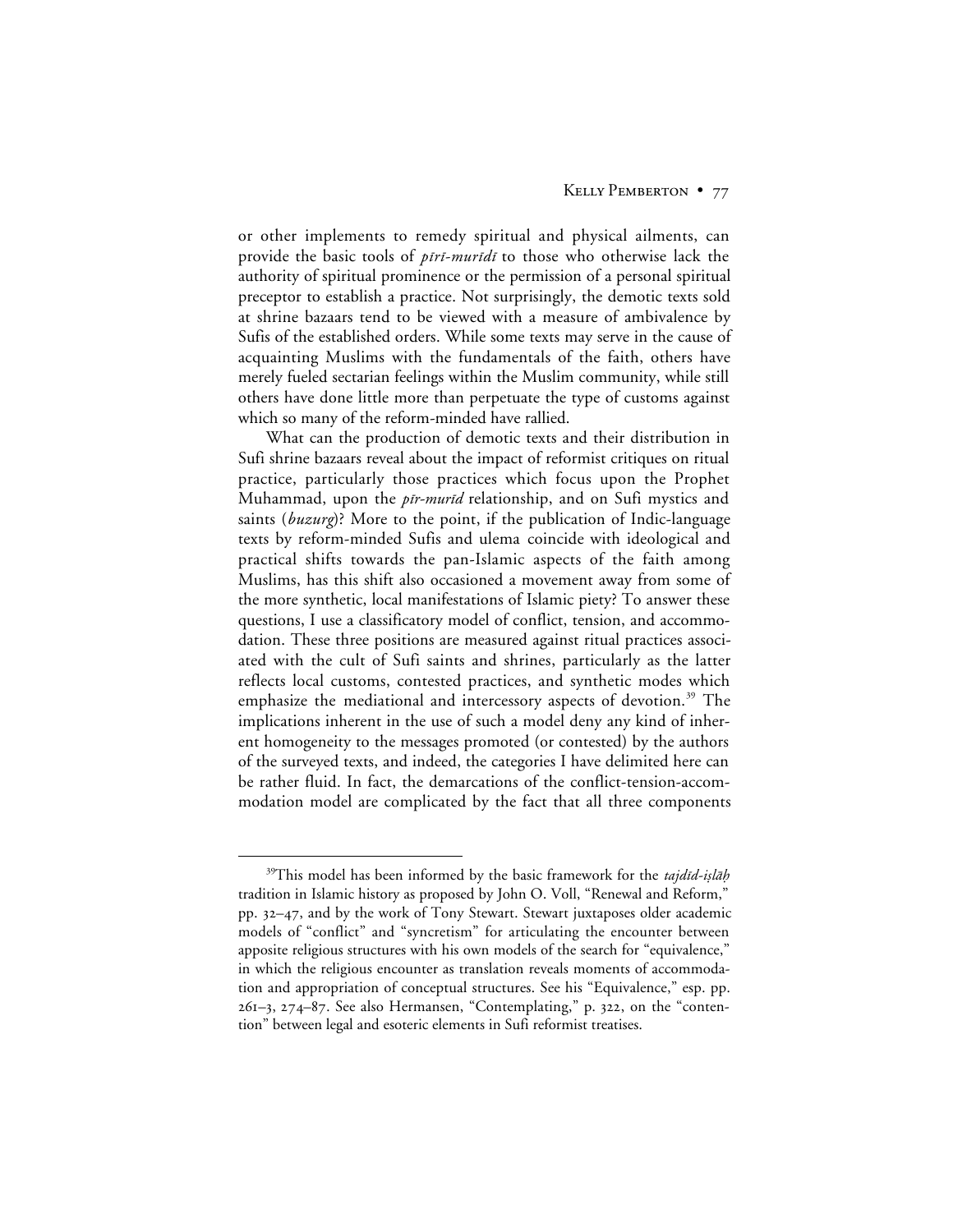or other implements to remedy spiritual and physical ailments, can provide the basic tools of *pīrī-murīdī* to those who otherwise lack the authority of spiritual prominence or the permission of a personal spiritual preceptor to establish a practice. Not surprisingly, the demotic texts sold at shrine bazaars tend to be viewed with a measure of ambivalence by Sufis of the established orders. While some texts may serve in the cause of acquainting Muslims with the fundamentals of the faith, others have merely fueled sectarian feelings within the Muslim community, while still others have done little more than perpetuate the type of customs against which so many of the reform-minded have rallied.

What can the production of demotic texts and their distribution in Sufi shrine bazaars reveal about the impact of reformist critiques on ritual practice, particularly those practices which focus upon the Prophet Muhammad, upon the *pīr-murīd* relationship, and on Sufi mystics and saints (*buzurg*)? More to the point, if the publication of Indic-language texts by reform-minded Sufis and ulema coincide with ideological and practical shifts towards the pan-Islamic aspects of the faith among Muslims, has this shift also occasioned a movement away from some of the more synthetic, local manifestations of Islamic piety? To answer these questions, I use a classificatory model of conflict, tension, and accommodation. These three positions are measured against ritual practices associated with the cult of Sufi saints and shrines, particularly as the latter reflects local customs, contested practices, and synthetic modes which emphasize the mediational and intercessory aspects of devotion.[39] The implications inherent in the use of such a model deny any kind of inherent homogeneity to the messages promoted (or contested) by the authors of the surveyed texts, and indeed, the categories I have delimited here can be rather fluid. In fact, the demarcations of the conflict-tension-accommodation model are complicated by the fact that all three components

[39]This model has been informed by the basic framework for the *tajdīd-iṣlāḥ* tradition in Islamic history as proposed by John O. Voll, "Renewal and Reform," pp. 32–47, and by the work of Tony Stewart. Stewart juxtaposes older academic models of "conflict" and "syncretism" for articulating the encounter between apposite religious structures with his own models of the search for "equivalence," in which the religious encounter as translation reveals moments of accommodation and appropriation of conceptual structures. See his "Equivalence," esp. pp. 261–3, 274–87. See also Hermansen, "Contemplating," p. 322, on the "contention" between legal and esoteric elements in Sufi reformist treatises.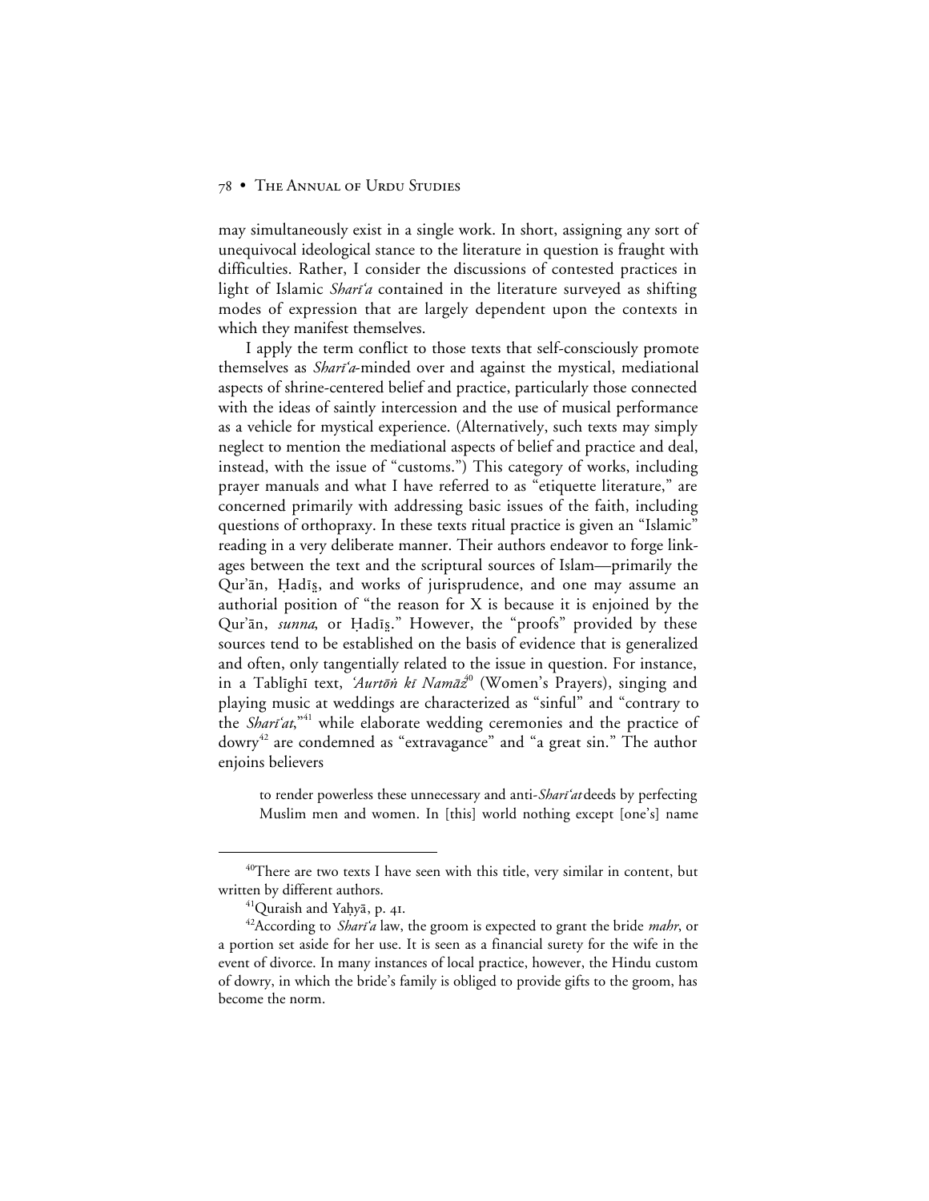may simultaneously exist in a single work. In short, assigning any sort of unequivocal ideological stance to the literature in question is fraught with difficulties. Rather, I consider the discussions of contested practices in light of Islamic *Sharīʿa* contained in the literature surveyed as shifting modes of expression that are largely dependent upon the contexts in which they manifest themselves.

I apply the term conflict to those texts that self-consciously promote themselves as *Sharīʿa*-minded over and against the mystical, mediational aspects of shrine-centered belief and practice, particularly those connected with the ideas of saintly intercession and the use of musical performance as a vehicle for mystical experience. (Alternatively, such texts may simply neglect to mention the mediational aspects of belief and practice and deal, instead, with the issue of "customs.") This category of works, including prayer manuals and what I have referred to as "etiquette literature," are concerned primarily with addressing basic issues of the faith, including questions of orthopraxy. In these texts ritual practice is given an "Islamic" reading in a very deliberate manner. Their authors endeavor to forge linkages between the text and the scriptural sources of Islam—primarily the Qur'ān, Ḥadīs̤, and works of jurisprudence, and one may assume an authorial position of "the reason for X is because it is enjoined by the Qur'ān, *sunna*, or Ḥadīs̤." However, the "proofs" provided by these sources tend to be established on the basis of evidence that is generalized and often, only tangentially related to the issue in question. For instance, in a Tablīghī text, *ʿAurtōṅ kī Namāz*[40] (Women's Prayers), singing and playing music at weddings are characterized as "sinful" and "contrary to the *Sharīʿat*,"[41] while elaborate wedding ceremonies and the practice of dowry[42] are condemned as "extravagance" and "a great sin." The author enjoins believers

> to render powerless these unnecessary and anti-*Sharīʿat* deeds by perfecting Muslim men and women. In [this] world nothing except [one's] name

---

[40]There are two texts I have seen with this title, very similar in content, but written by different authors.

[41]Quraish and Yaḥyā, p. 41.

[42]According to *Sharīʿa* law, the groom is expected to grant the bride *mahr*, or a portion set aside for her use. It is seen as a financial surety for the wife in the event of divorce. In many instances of local practice, however, the Hindu custom of dowry, in which the bride's family is obliged to provide gifts to the groom, has become the norm.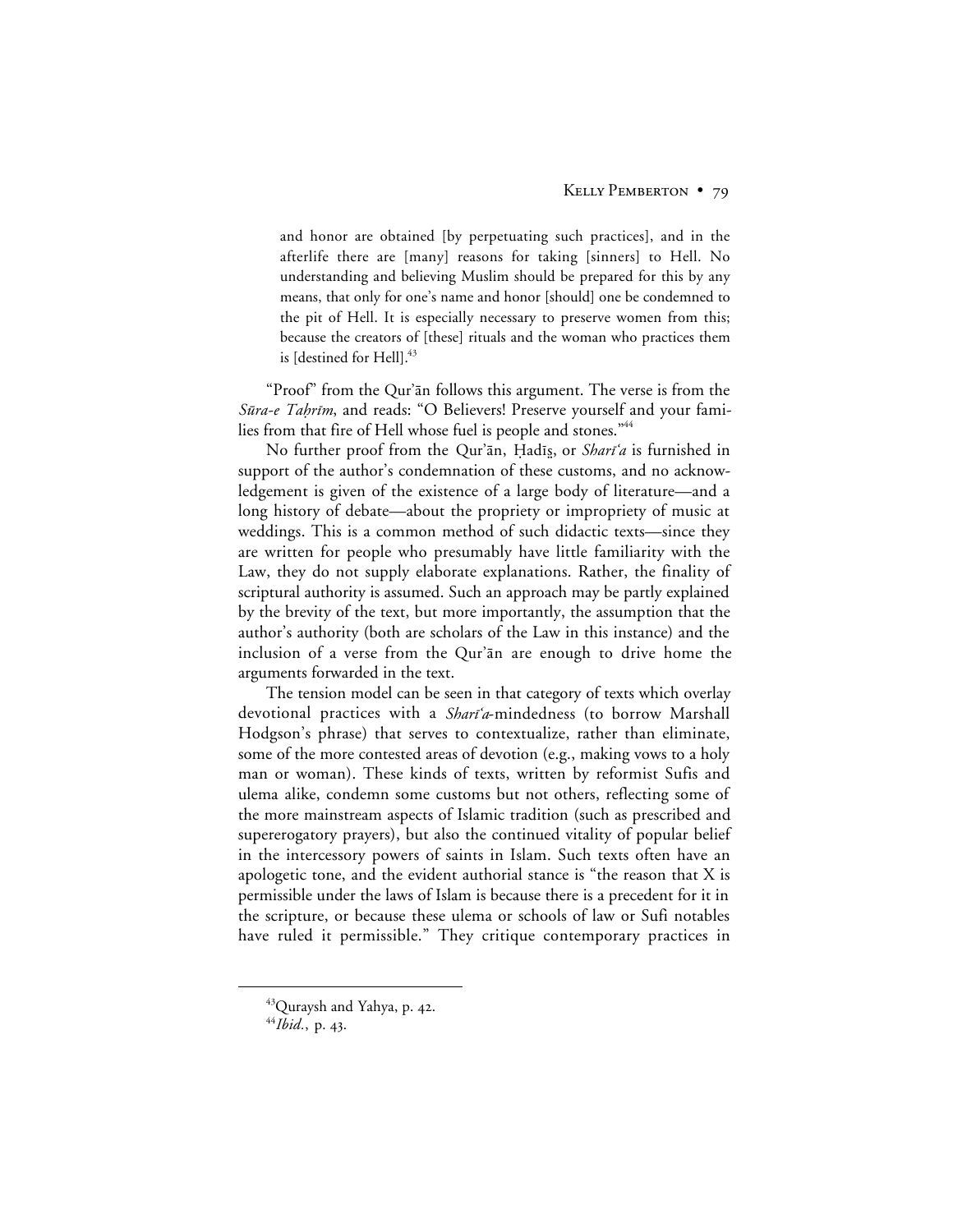> and honor are obtained [by perpetuating such practices], and in the afterlife there are [many] reasons for taking [sinners] to Hell. No understanding and believing Muslim should be prepared for this by any means, that only for one's name and honor [should] one be condemned to the pit of Hell. It is especially necessary to preserve women from this; because the creators of [these] rituals and the woman who practices them is [destined for Hell].[43]

"Proof" from the Qur'ān follows this argument. The verse is from the *Sūra-e Taḥrīm*, and reads: "O Believers! Preserve yourself and your families from that fire of Hell whose fuel is people and stones."[44]

No further proof from the Qur'ān, Ḥadīs̱, or *Sharī'a* is furnished in support of the author's condemnation of these customs, and no acknowledgement is given of the existence of a large body of literature—and a long history of debate—about the propriety or impropriety of music at weddings. This is a common method of such didactic texts—since they are written for people who presumably have little familiarity with the Law, they do not supply elaborate explanations. Rather, the finality of scriptural authority is assumed. Such an approach may be partly explained by the brevity of the text, but more importantly, the assumption that the author's authority (both are scholars of the Law in this instance) and the inclusion of a verse from the Qur'ān are enough to drive home the arguments forwarded in the text.

The tension model can be seen in that category of texts which overlay devotional practices with a *Sharī'a*-mindedness (to borrow Marshall Hodgson's phrase) that serves to contextualize, rather than eliminate, some of the more contested areas of devotion (e.g., making vows to a holy man or woman). These kinds of texts, written by reformist Sufis and ulema alike, condemn some customs but not others, reflecting some of the more mainstream aspects of Islamic tradition (such as prescribed and supererogatory prayers), but also the continued vitality of popular belief in the intercessory powers of saints in Islam. Such texts often have an apologetic tone, and the evident authorial stance is "the reason that X is permissible under the laws of Islam is because there is a precedent for it in the scripture, or because these ulema or schools of law or Sufi notables have ruled it permissible." They critique contemporary practices in

---

[43] Quraysh and Yahya, p. 42.

[44] *Ibid.*, p. 43.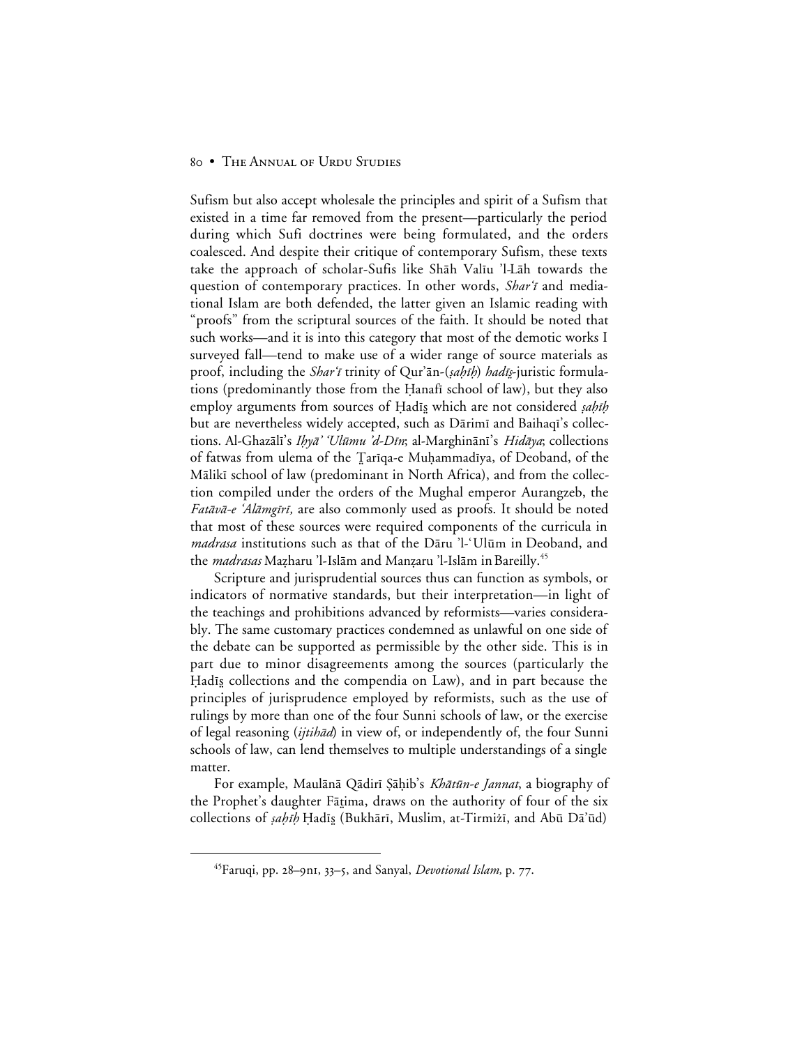Sufism but also accept wholesale the principles and spirit of a Sufism that existed in a time far removed from the present—particularly the period during which Sufi doctrines were being formulated, and the orders coalesced. And despite their critique of contemporary Sufism, these texts take the approach of scholar-Sufis like Shāh Valīu 'l-Lāh towards the question of contemporary practices. In other words, *Shar'ī* and mediational Islam are both defended, the latter given an Islamic reading with "proofs" from the scriptural sources of the faith. It should be noted that such works—and it is into this category that most of the demotic works I surveyed fall—tend to make use of a wider range of source materials as proof, including the *Shar'ī* trinity of Qur'ān-(*ṣaḥīḥ*) *hadīṡ*-juristic formulations (predominantly those from the Ḥanafī school of law), but they also employ arguments from sources of Ḥadīṡ which are not considered *ṣaḥīḥ* but are nevertheless widely accepted, such as Dārimī and Baihaqī's collections. Al-Ghazālī's *Iḥyā' 'Ulūmu 'd-Dīn*; al-Marghinānī's *Hidāya*; collections of fatwas from ulema of the Ṭarīqa-e Muḥammadīya, of Deoband, of the Mālikī school of law (predominant in North Africa), and from the collection compiled under the orders of the Mughal emperor Aurangzeb, the *Fatāvā-e 'Alāmgīrī*, are also commonly used as proofs. It should be noted that most of these sources were required components of the curricula in *madrasa* institutions such as that of the Dāru 'l-'Ulūm in Deoband, and the *madrasas* Maẓharu 'l-Islām and Manẓaru 'l-Islām in Bareilly.[45]

Scripture and jurisprudential sources thus can function as symbols, or indicators of normative standards, but their interpretation—in light of the teachings and prohibitions advanced by reformists—varies considerably. The same customary practices condemned as unlawful on one side of the debate can be supported as permissible by the other side. This is in part due to minor disagreements among the sources (particularly the Ḥadīṡ collections and the compendia on Law), and in part because the principles of jurisprudence employed by reformists, such as the use of rulings by more than one of the four Sunni schools of law, or the exercise of legal reasoning (*ijtihād*) in view of, or independently of, the four Sunni schools of law, can lend themselves to multiple understandings of a single matter.

For example, Maulānā Qādirī Ṣāḥib's *Khātūn-e Jannat*, a biography of the Prophet's daughter Fāṭima, draws on the authority of four of the six collections of *ṣaḥīḥ* Ḥadīṡ (Bukhārī, Muslim, at-Tirmiżī, and Abū Dā'ūd)

---

[45]Faruqi, pp. 28–9n1, 33–5, and Sanyal, *Devotional Islam,* p. 77.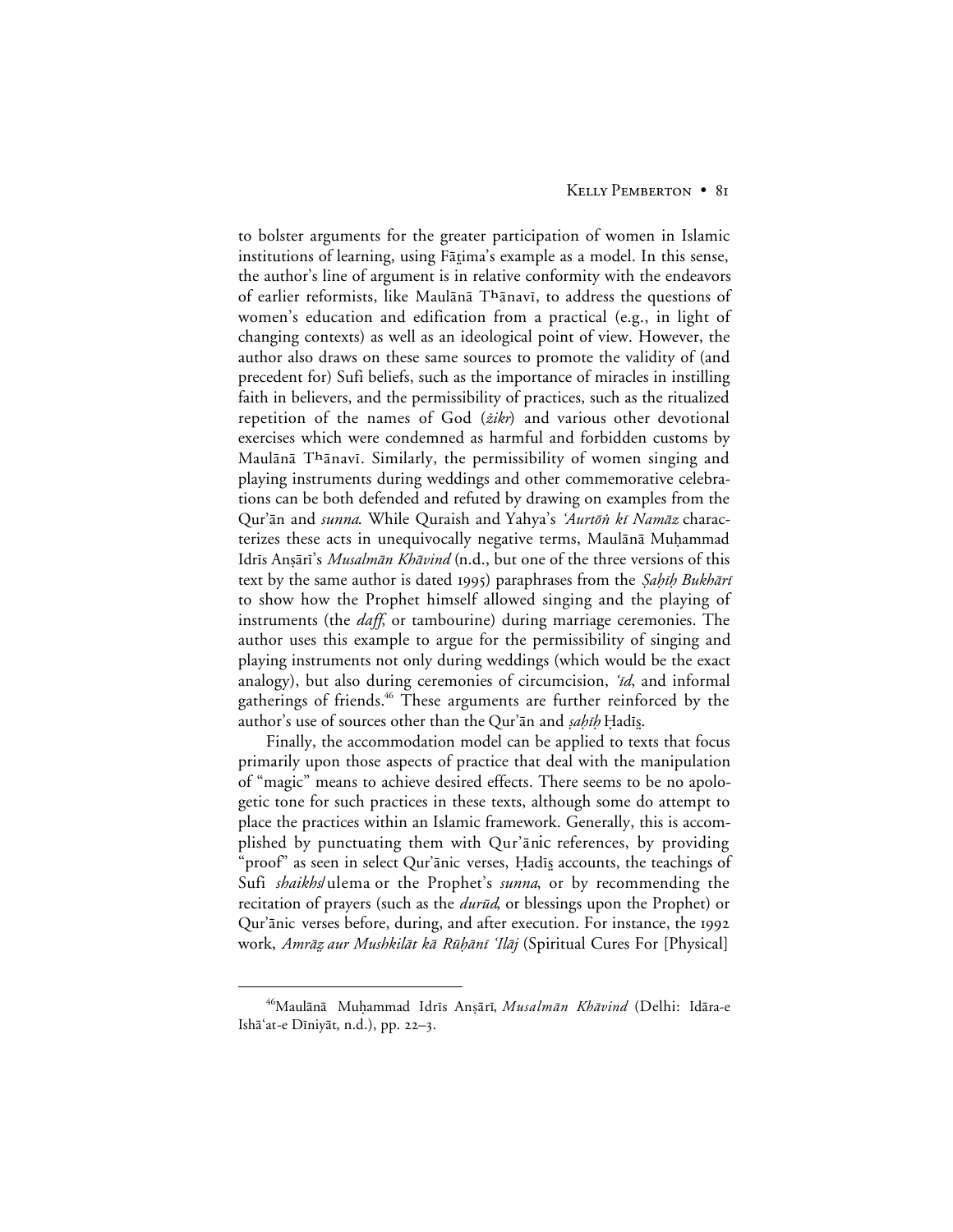to bolster arguments for the greater participation of women in Islamic institutions of learning, using Fāṭima's example as a model. In this sense, the author's line of argument is in relative conformity with the endeavors of earlier reformists, like Maulānā Tʰānavī, to address the questions of women's education and edification from a practical (e.g., in light of changing contexts) as well as an ideological point of view. However, the author also draws on these same sources to promote the validity of (and precedent for) Sufi beliefs, such as the importance of miracles in instilling faith in believers, and the permissibility of practices, such as the ritualized repetition of the names of God (*żikr*) and various other devotional exercises which were condemned as harmful and forbidden customs by Maulānā Tʰānavī. Similarly, the permissibility of women singing and playing instruments during weddings and other commemorative celebrations can be both defended and refuted by drawing on examples from the Qur'ān and *sunna*. While Quraish and Yahya's *'Aurtōṅ kī Namāz* characterizes these acts in unequivocally negative terms, Maulānā Muḥammad Idrīs Anṣārī's *Musalmān Khāvind* (n.d., but one of the three versions of this text by the same author is dated 1995) paraphrases from the *Ṣaḥīḥ Bukhārī* to show how the Prophet himself allowed singing and the playing of instruments (the *daff*, or tambourine) during marriage ceremonies. The author uses this example to argue for the permissibility of singing and playing instruments not only during weddings (which would be the exact analogy), but also during ceremonies of circumcision, *'īd*, and informal gatherings of friends.[46] These arguments are further reinforced by the author's use of sources other than the Qur'ān and *ṣaḥīḥ* Ḥadīṣ.

Finally, the accommodation model can be applied to texts that focus primarily upon those aspects of practice that deal with the manipulation of "magic" means to achieve desired effects. There seems to be no apologetic tone for such practices in these texts, although some do attempt to place the practices within an Islamic framework. Generally, this is accomplished by punctuating them with Qur'ānic references, by providing "proof" as seen in select Qur'ānic verses, Ḥadīṣ accounts, the teachings of Sufi *shaikhs*/ulema or the Prophet's *sunna*, or by recommending the recitation of prayers (such as the *durūd*, or blessings upon the Prophet) or Qur'ānic verses before, during, and after execution. For instance, the 1992 work, *Amrāẓ aur Mushkilāt kā Rūḥānī 'Ilāj* (Spiritual Cures For [Physical]

[46]Maulānā Muḥammad Idrīs Anṣārī, *Musalmān Khāvind* (Delhi: Idāra-e Ishā'at-e Dīniyāt, n.d.), pp. 22–3.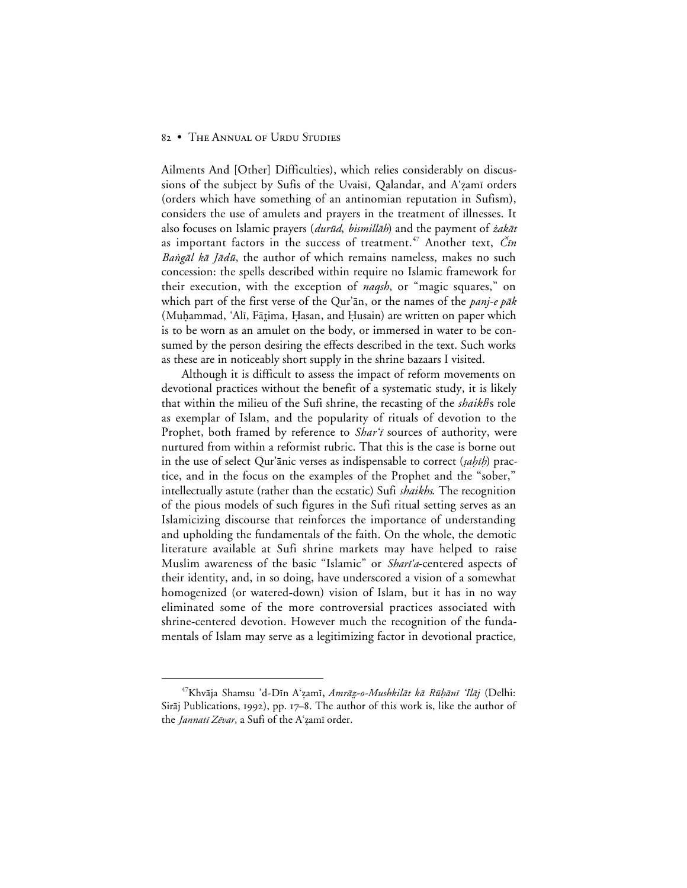Ailments And [Other] Difficulties), which relies considerably on discussions of the subject by Sufis of the Uvaisī, Qalandar, and A'ẓamī orders (orders which have something of an antinomian reputation in Sufism), considers the use of amulets and prayers in the treatment of illnesses. It also focuses on Islamic prayers (*durūd*, *bismillāh*) and the payment of *żakāt* as important factors in the success of treatment.[47] Another text, *Čīn Baṅgāl kā Jādū*, the author of which remains nameless, makes no such concession: the spells described within require no Islamic framework for their execution, with the exception of *naqsh*, or "magic squares," on which part of the first verse of the Qur'ān, or the names of the *panj-e pāk* (Muḥammad, 'Alī, Fāṭima, Ḥasan, and Ḥusain) are written on paper which is to be worn as an amulet on the body, or immersed in water to be consumed by the person desiring the effects described in the text. Such works as these are in noticeably short supply in the shrine bazaars I visited.

Although it is difficult to assess the impact of reform movements on devotional practices without the benefit of a systematic study, it is likely that within the milieu of the Sufi shrine, the recasting of the *shaikh*'s role as exemplar of Islam, and the popularity of rituals of devotion to the Prophet, both framed by reference to *Shar'ī* sources of authority, were nurtured from within a reformist rubric. That this is the case is borne out in the use of select Qur'ānic verses as indispensable to correct (*ṣaḥīḥ*) practice, and in the focus on the examples of the Prophet and the "sober," intellectually astute (rather than the ecstatic) Sufi *shaikhs.* The recognition of the pious models of such figures in the Sufi ritual setting serves as an Islamicizing discourse that reinforces the importance of understanding and upholding the fundamentals of the faith. On the whole, the demotic literature available at Sufi shrine markets may have helped to raise Muslim awareness of the basic "Islamic" or *Sharī'a*-centered aspects of their identity, and, in so doing, have underscored a vision of a somewhat homogenized (or watered-down) vision of Islam, but it has in no way eliminated some of the more controversial practices associated with shrine-centered devotion. However much the recognition of the fundamentals of Islam may serve as a legitimizing factor in devotional practice,

---

[47] Khvāja Shamsu 'd-Dīn A'ẓamī, *Amrāẓ-o-Mushkilāt kā Rūḥānī 'Ilāj* (Delhi: Sirāj Publications, 1992), pp. 17–8. The author of this work is, like the author of the *Jannatī Zēvar*, a Sufi of the A'ẓamī order.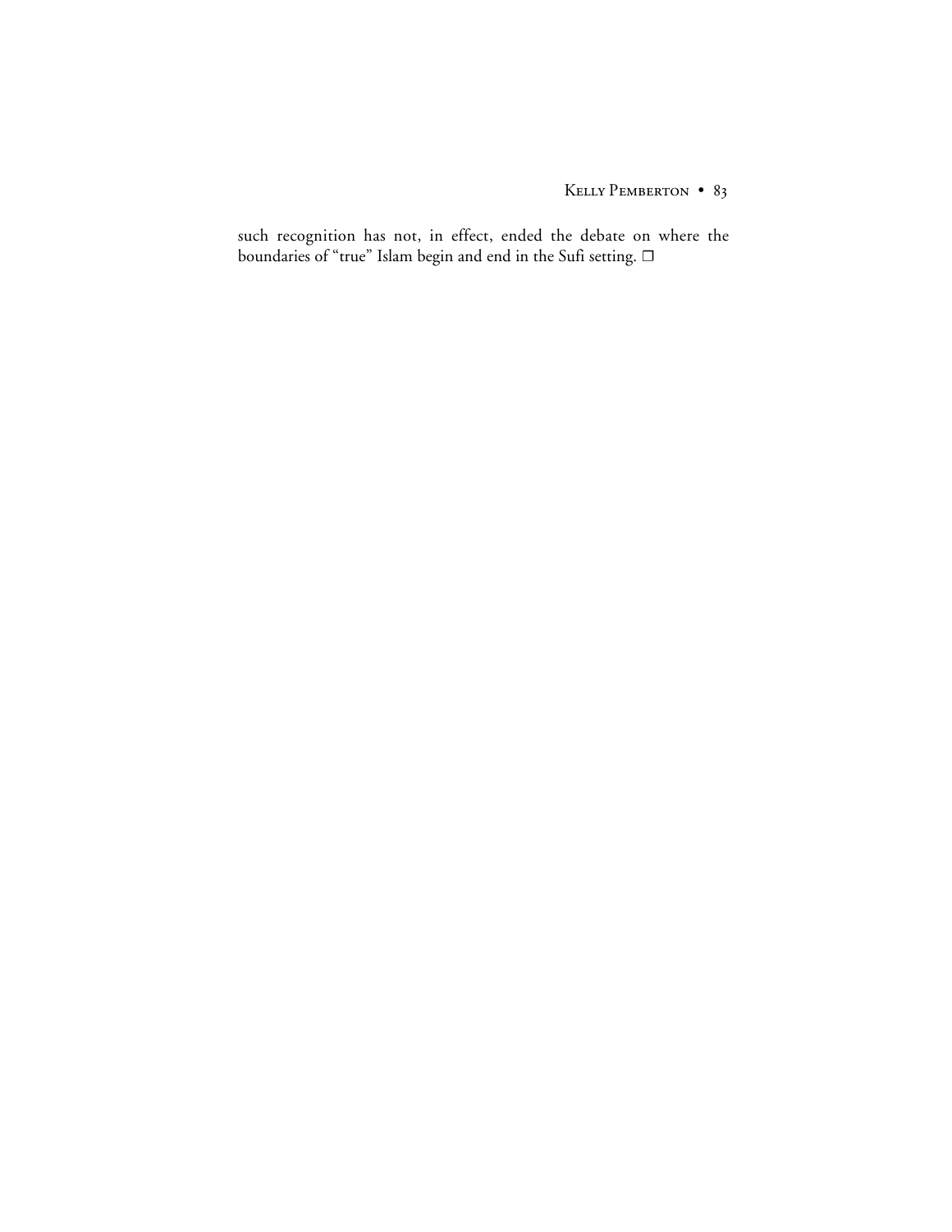such recognition has not, in effect, ended the debate on where the boundaries of "true" Islam begin and end in the Sufi setting. ❐